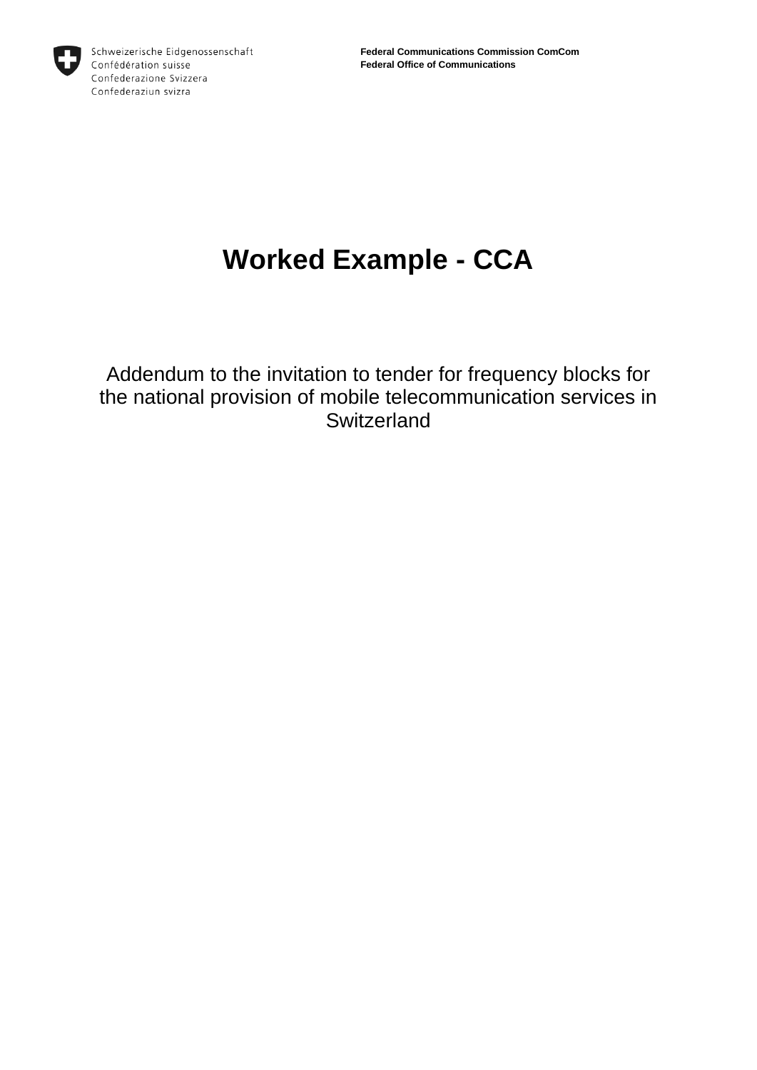Schweizerische Eidgenossenschaft
Confédération suisse
Confederazione Svizzera
Confederaziun svizra

**Federal Communications Commission ComCom**
**Federal Office of Communications**

# Worked Example - CCA

Addendum to the invitation to tender for frequency blocks for the national provision of mobile telecommunication services in Switzerland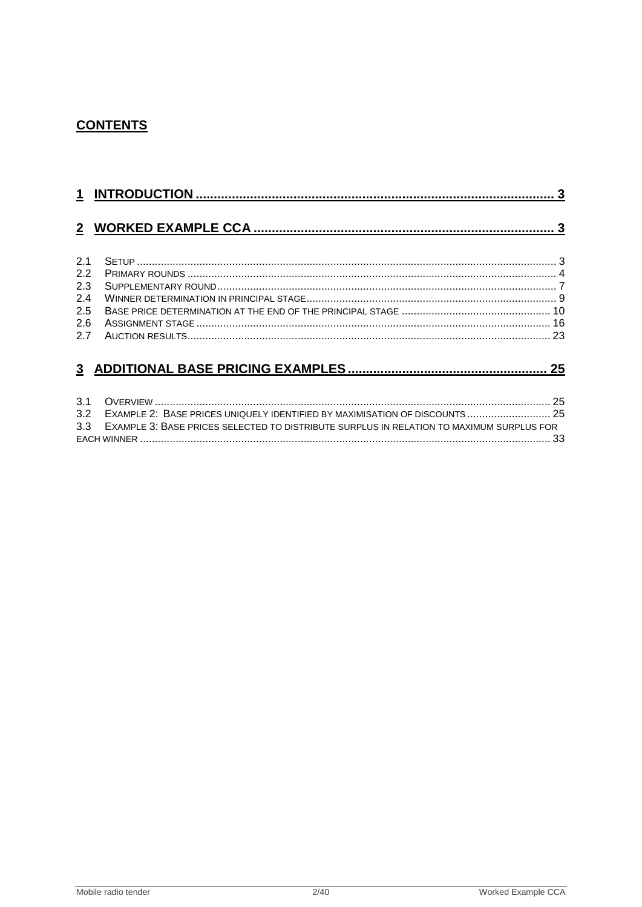## CONTENTS

**1 INTRODUCTION ................................................................................................ 3**

**2 WORKED EXAMPLE CCA ................................................................................. 3**

2.1 SETUP ............................................................................................................................ 3
2.2 PRIMARY ROUNDS ........................................................................................................... 4
2.3 SUPPLEMENTARY ROUND ................................................................................................. 7
2.4 WINNER DETERMINATION IN PRINCIPAL STAGE ................................................................... 9
2.5 BASE PRICE DETERMINATION AT THE END OF THE PRINCIPAL STAGE ................................... 10
2.6 ASSIGNMENT STAGE ...................................................................................................... 16
2.7 AUCTION RESULTS ......................................................................................................... 23

**3 ADDITIONAL BASE PRICING EXAMPLES ...................................................... 25**

3.1 OVERVIEW ..................................................................................................................... 25
3.2 EXAMPLE 2: BASE PRICES UNIQUELY IDENTIFIED BY MAXIMISATION OF DISCOUNTS ............................ 25
3.3 EXAMPLE 3: BASE PRICES SELECTED TO DISTRIBUTE SURPLUS IN RELATION TO MAXIMUM SURPLUS FOR EACH WINNER ........................................................................................................................ 33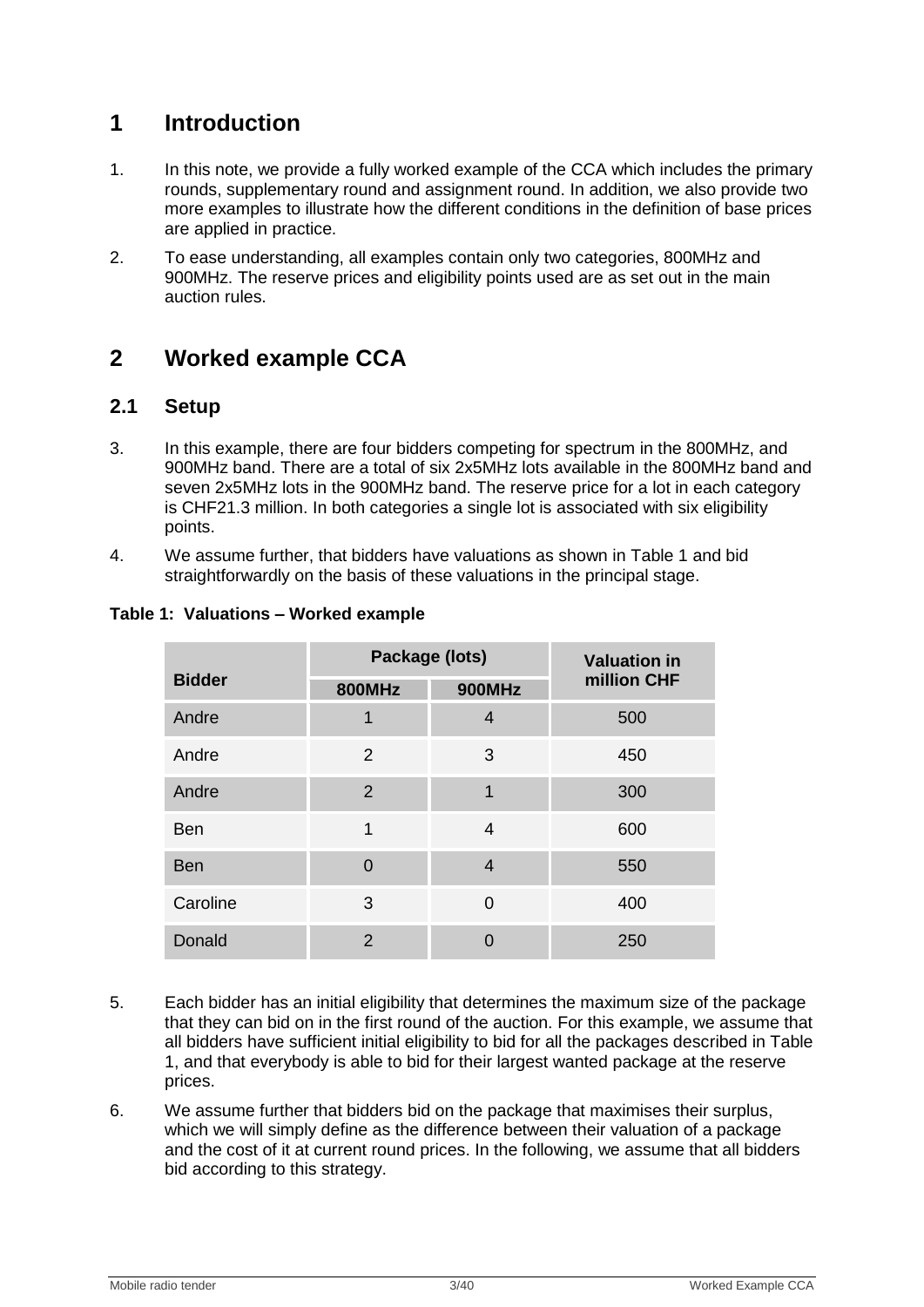# 1 Introduction

1. In this note, we provide a fully worked example of the CCA which includes the primary rounds, supplementary round and assignment round. In addition, we also provide two more examples to illustrate how the different conditions in the definition of base prices are applied in practice.

2. To ease understanding, all examples contain only two categories, 800MHz and 900MHz. The reserve prices and eligibility points used are as set out in the main auction rules.

# 2 Worked example CCA

## 2.1 Setup

3. In this example, there are four bidders competing for spectrum in the 800MHz, and 900MHz band. There are a total of six 2x5MHz lots available in the 800MHz band and seven 2x5MHz lots in the 900MHz band. The reserve price for a lot in each category is CHF21.3 million. In both categories a single lot is associated with six eligibility points.

4. We assume further, that bidders have valuations as shown in Table 1 and bid straightforwardly on the basis of these valuations in the principal stage.

**Table 1: Valuations – Worked example**

| Bidder | Package (lots) | | Valuation in million CHF |
|---|---|---|---|
| | 800MHz | 900MHz | |
| Andre | 1 | 4 | 500 |
| Andre | 2 | 3 | 450 |
| Andre | 2 | 1 | 300 |
| Ben | 1 | 4 | 600 |
| Ben | 0 | 4 | 550 |
| Caroline | 3 | 0 | 400 |
| Donald | 2 | 0 | 250 |

5. Each bidder has an initial eligibility that determines the maximum size of the package that they can bid on in the first round of the auction. For this example, we assume that all bidders have sufficient initial eligibility to bid for all the packages described in Table 1, and that everybody is able to bid for their largest wanted package at the reserve prices.

6. We assume further that bidders bid on the package that maximises their surplus, which we will simply define as the difference between their valuation of a package and the cost of it at current round prices. In the following, we assume that all bidders bid according to this strategy.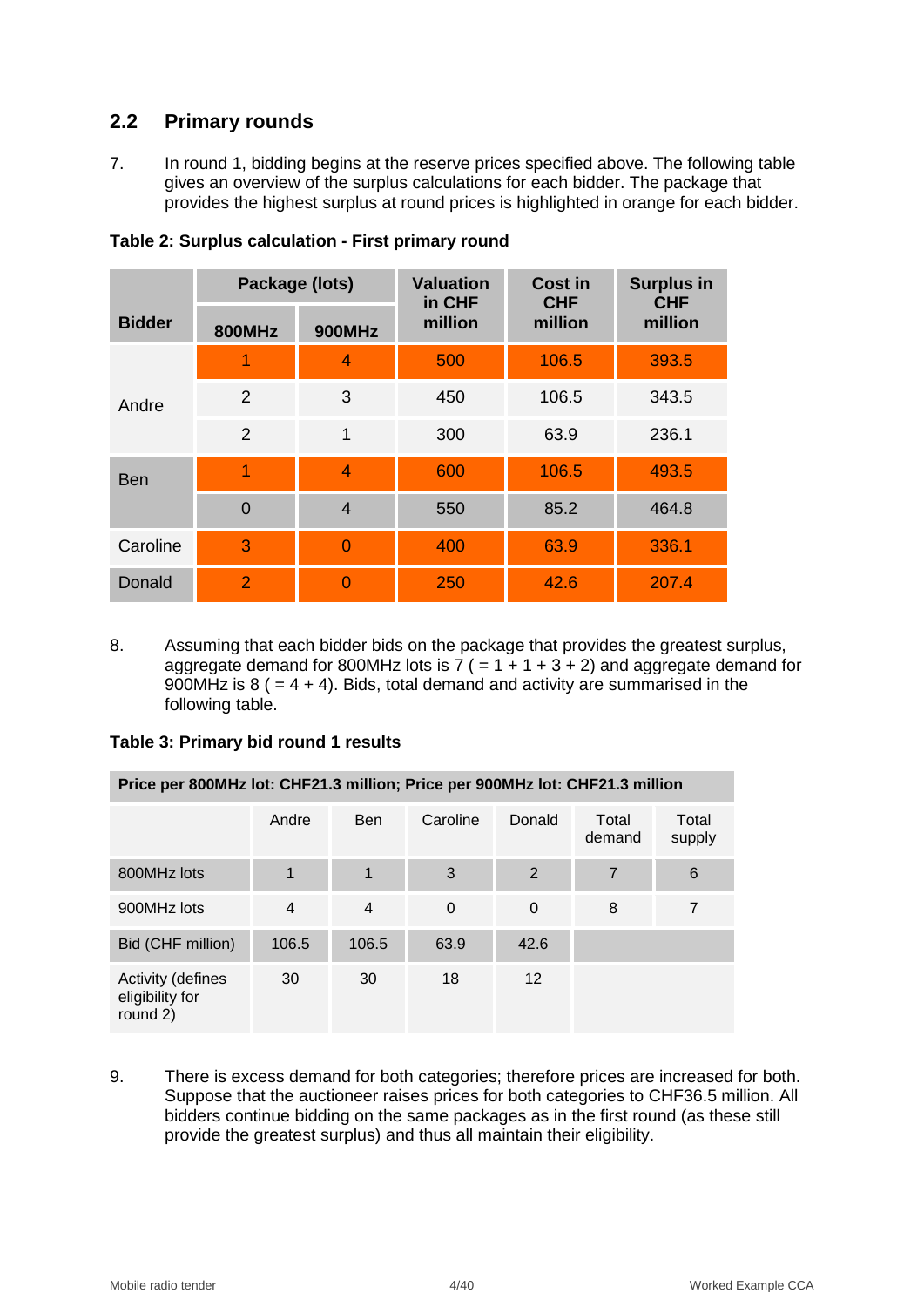## 2.2 Primary rounds

7. In round 1, bidding begins at the reserve prices specified above. The following table gives an overview of the surplus calculations for each bidder. The package that provides the highest surplus at round prices is highlighted in orange for each bidder.

**Table 2: Surplus calculation - First primary round**

| Bidder | Package (lots) | | Valuation in CHF million | Cost in CHF million | Surplus in CHF million |
|---|---|---|---|---|---|
| | 800MHz | 900MHz | | | |
| Andre | 1 | 4 | 500 | 106.5 | 393.5 |
| | 2 | 3 | 450 | 106.5 | 343.5 |
| | 2 | 1 | 300 | 63.9 | 236.1 |
| Ben | 1 | 4 | 600 | 106.5 | 493.5 |
| | 0 | 4 | 550 | 85.2 | 464.8 |
| Caroline | 3 | 0 | 400 | 63.9 | 336.1 |
| Donald | 2 | 0 | 250 | 42.6 | 207.4 |

8. Assuming that each bidder bids on the package that provides the greatest surplus, aggregate demand for 800MHz lots is 7 ( = 1 + 1 + 3 + 2) and aggregate demand for 900MHz is 8 ( = 4 + 4). Bids, total demand and activity are summarised in the following table.

**Table 3: Primary bid round 1 results**

| Price per 800MHz lot: CHF21.3 million; Price per 900MHz lot: CHF21.3 million | | | | | | |
|---|---|---|---|---|---|---|
| | Andre | Ben | Caroline | Donald | Total demand | Total supply |
| 800MHz lots | 1 | 1 | 3 | 2 | 7 | 6 |
| 900MHz lots | 4 | 4 | 0 | 0 | 8 | 7 |
| Bid (CHF million) | 106.5 | 106.5 | 63.9 | 42.6 | | |
| Activity (defines eligibility for round 2) | 30 | 30 | 18 | 12 | | |

9. There is excess demand for both categories; therefore prices are increased for both. Suppose that the auctioneer raises prices for both categories to CHF36.5 million. All bidders continue bidding on the same packages as in the first round (as these still provide the greatest surplus) and thus all maintain their eligibility.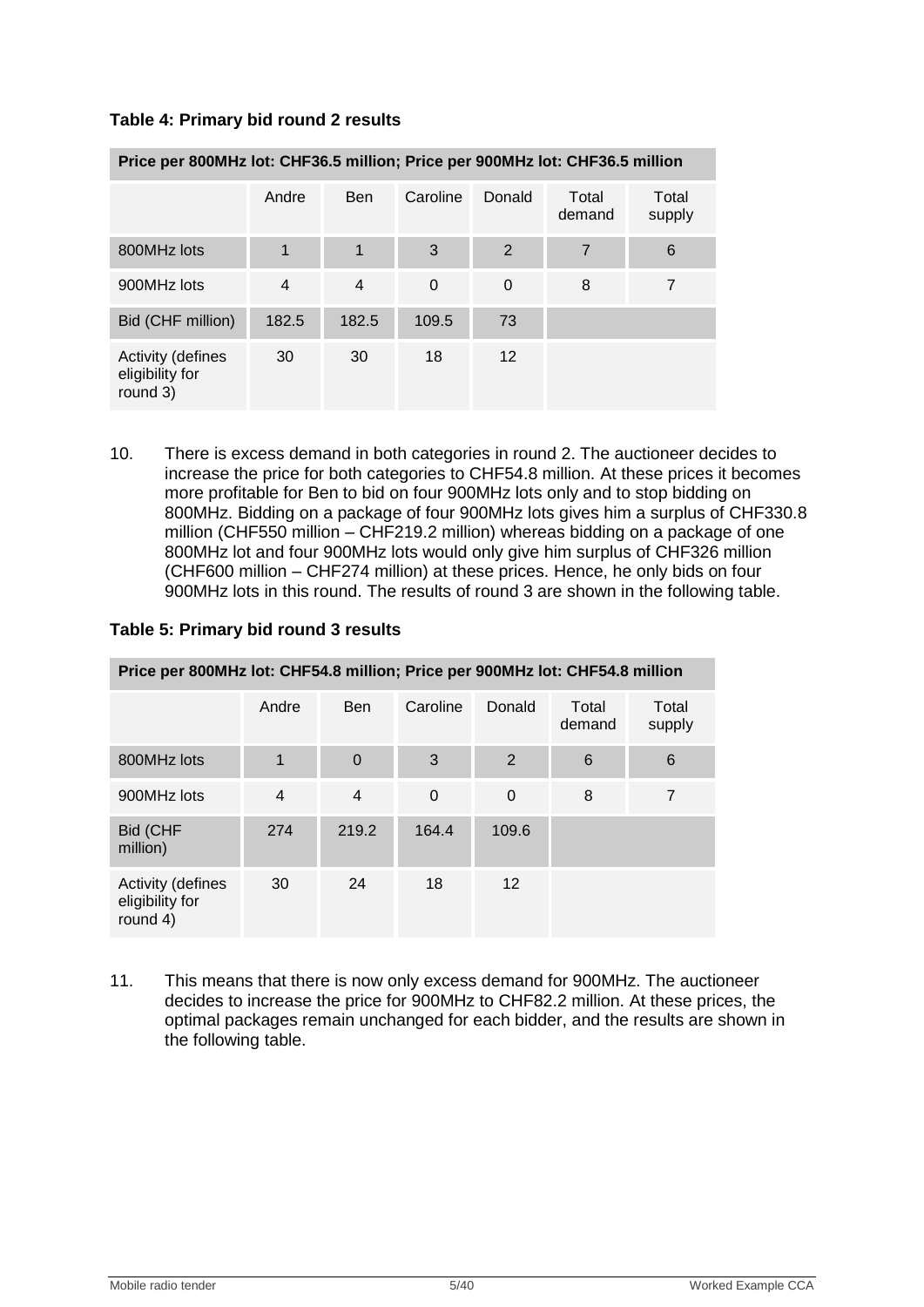**Table 4: Primary bid round 2 results**

| Price per 800MHz lot: CHF36.5 million; Price per 900MHz lot: CHF36.5 million | | | | | | |
|---|---|---|---|---|---|---|
| | Andre | Ben | Caroline | Donald | Total demand | Total supply |
| 800MHz lots | 1 | 1 | 3 | 2 | 7 | 6 |
| 900MHz lots | 4 | 4 | 0 | 0 | 8 | 7 |
| Bid (CHF million) | 182.5 | 182.5 | 109.5 | 73 | | |
| Activity (defines eligibility for round 3) | 30 | 30 | 18 | 12 | | |

10. There is excess demand in both categories in round 2. The auctioneer decides to increase the price for both categories to CHF54.8 million. At these prices it becomes more profitable for Ben to bid on four 900MHz lots only and to stop bidding on 800MHz. Bidding on a package of four 900MHz lots gives him a surplus of CHF330.8 million (CHF550 million – CHF219.2 million) whereas bidding on a package of one 800MHz lot and four 900MHz lots would only give him surplus of CHF326 million (CHF600 million – CHF274 million) at these prices. Hence, he only bids on four 900MHz lots in this round. The results of round 3 are shown in the following table.

**Table 5: Primary bid round 3 results**

| Price per 800MHz lot: CHF54.8 million; Price per 900MHz lot: CHF54.8 million | | | | | | |
|---|---|---|---|---|---|---|
| | Andre | Ben | Caroline | Donald | Total demand | Total supply |
| 800MHz lots | 1 | 0 | 3 | 2 | 6 | 6 |
| 900MHz lots | 4 | 4 | 0 | 0 | 8 | 7 |
| Bid (CHF million) | 274 | 219.2 | 164.4 | 109.6 | | |
| Activity (defines eligibility for round 4) | 30 | 24 | 18 | 12 | | |

11. This means that there is now only excess demand for 900MHz. The auctioneer decides to increase the price for 900MHz to CHF82.2 million. At these prices, the optimal packages remain unchanged for each bidder, and the results are shown in the following table.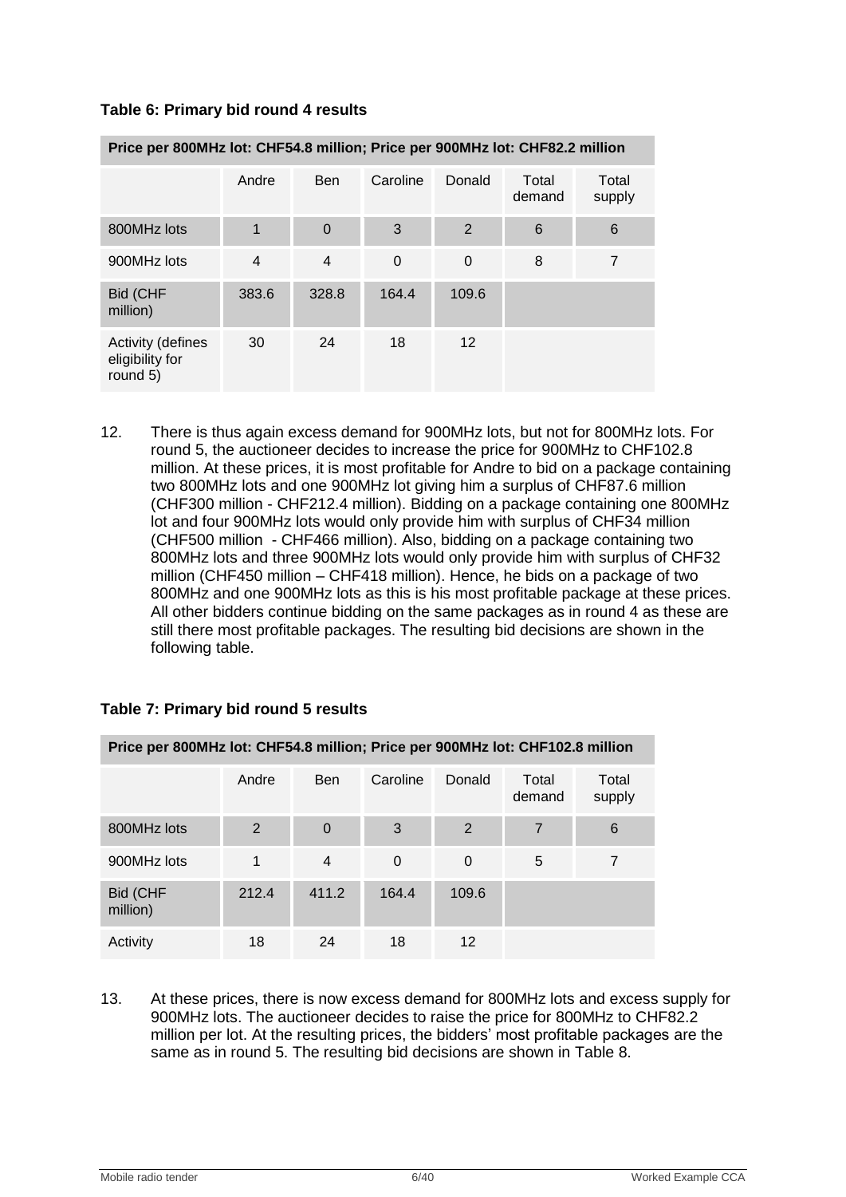**Table 6: Primary bid round 4 results**

| Price per 800MHz lot: CHF54.8 million; Price per 900MHz lot: CHF82.2 million | | | | | | |
|---|---|---|---|---|---|---|
| | Andre | Ben | Caroline | Donald | Total demand | Total supply |
| 800MHz lots | 1 | 0 | 3 | 2 | 6 | 6 |
| 900MHz lots | 4 | 4 | 0 | 0 | 8 | 7 |
| Bid (CHF million) | 383.6 | 328.8 | 164.4 | 109.6 | | |
| Activity (defines eligibility for round 5) | 30 | 24 | 18 | 12 | | |

12. There is thus again excess demand for 900MHz lots, but not for 800MHz lots. For round 5, the auctioneer decides to increase the price for 900MHz to CHF102.8 million. At these prices, it is most profitable for Andre to bid on a package containing two 800MHz lots and one 900MHz lot giving him a surplus of CHF87.6 million (CHF300 million - CHF212.4 million). Bidding on a package containing one 800MHz lot and four 900MHz lots would only provide him with surplus of CHF34 million (CHF500 million - CHF466 million). Also, bidding on a package containing two 800MHz lots and three 900MHz lots would only provide him with surplus of CHF32 million (CHF450 million – CHF418 million). Hence, he bids on a package of two 800MHz and one 900MHz lots as this is his most profitable package at these prices. All other bidders continue bidding on the same packages as in round 4 as these are still there most profitable packages. The resulting bid decisions are shown in the following table.

**Table 7: Primary bid round 5 results**

| Price per 800MHz lot: CHF54.8 million; Price per 900MHz lot: CHF102.8 million | | | | | | |
|---|---|---|---|---|---|---|
| | Andre | Ben | Caroline | Donald | Total demand | Total supply |
| 800MHz lots | 2 | 0 | 3 | 2 | 7 | 6 |
| 900MHz lots | 1 | 4 | 0 | 0 | 5 | 7 |
| Bid (CHF million) | 212.4 | 411.2 | 164.4 | 109.6 | | |
| Activity | 18 | 24 | 18 | 12 | | |

13. At these prices, there is now excess demand for 800MHz lots and excess supply for 900MHz lots. The auctioneer decides to raise the price for 800MHz to CHF82.2 million per lot. At the resulting prices, the bidders' most profitable packages are the same as in round 5. The resulting bid decisions are shown in Table 8.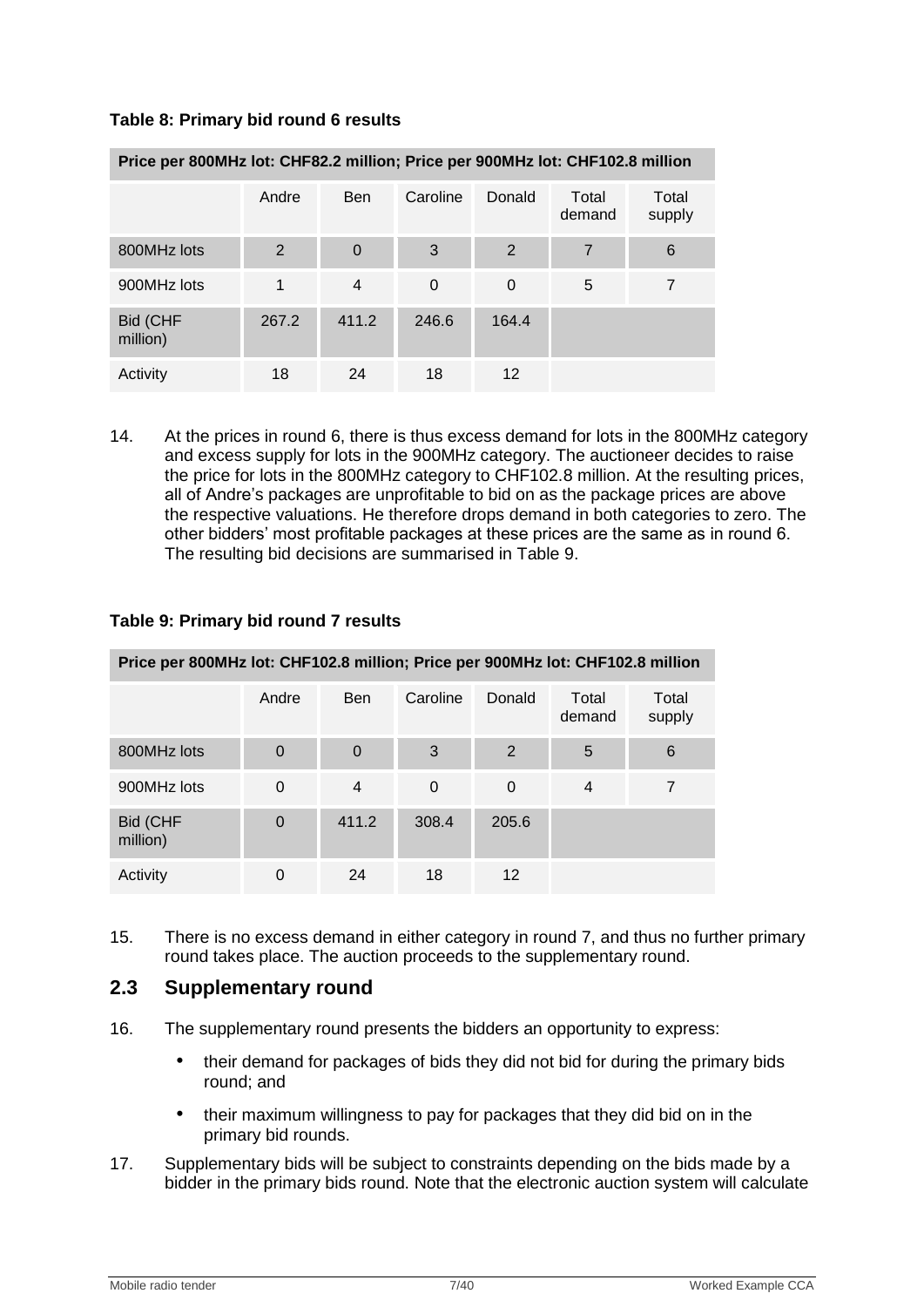**Table 8: Primary bid round 6 results**

| Price per 800MHz lot: CHF82.2 million; Price per 900MHz lot: CHF102.8 million | | | | | | |
|---|---|---|---|---|---|---|
| | Andre | Ben | Caroline | Donald | Total demand | Total supply |
| 800MHz lots | 2 | 0 | 3 | 2 | 7 | 6 |
| 900MHz lots | 1 | 4 | 0 | 0 | 5 | 7 |
| Bid (CHF million) | 267.2 | 411.2 | 246.6 | 164.4 | | |
| Activity | 18 | 24 | 18 | 12 | | |

14. At the prices in round 6, there is thus excess demand for lots in the 800MHz category and excess supply for lots in the 900MHz category. The auctioneer decides to raise the price for lots in the 800MHz category to CHF102.8 million. At the resulting prices, all of Andre's packages are unprofitable to bid on as the package prices are above the respective valuations. He therefore drops demand in both categories to zero. The other bidders' most profitable packages at these prices are the same as in round 6. The resulting bid decisions are summarised in Table 9.

**Table 9: Primary bid round 7 results**

| Price per 800MHz lot: CHF102.8 million; Price per 900MHz lot: CHF102.8 million | | | | | | |
|---|---|---|---|---|---|---|
| | Andre | Ben | Caroline | Donald | Total demand | Total supply |
| 800MHz lots | 0 | 0 | 3 | 2 | 5 | 6 |
| 900MHz lots | 0 | 4 | 0 | 0 | 4 | 7 |
| Bid (CHF million) | 0 | 411.2 | 308.4 | 205.6 | | |
| Activity | 0 | 24 | 18 | 12 | | |

15. There is no excess demand in either category in round 7, and thus no further primary round takes place. The auction proceeds to the supplementary round.

## 2.3 Supplementary round

16. The supplementary round presents the bidders an opportunity to express:

- their demand for packages of bids they did not bid for during the primary bids round; and
- their maximum willingness to pay for packages that they did bid on in the primary bid rounds.

17. Supplementary bids will be subject to constraints depending on the bids made by a bidder in the primary bids round. Note that the electronic auction system will calculate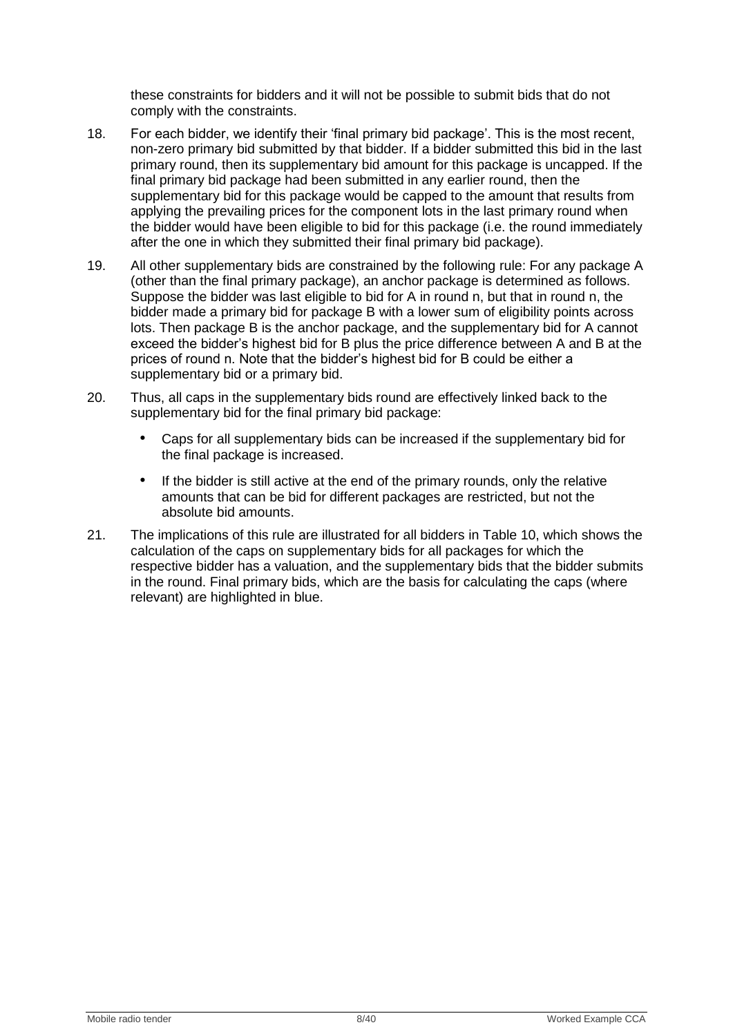these constraints for bidders and it will not be possible to submit bids that do not comply with the constraints.

18. For each bidder, we identify their 'final primary bid package'. This is the most recent, non-zero primary bid submitted by that bidder. If a bidder submitted this bid in the last primary round, then its supplementary bid amount for this package is uncapped. If the final primary bid package had been submitted in any earlier round, then the supplementary bid for this package would be capped to the amount that results from applying the prevailing prices for the component lots in the last primary round when the bidder would have been eligible to bid for this package (i.e. the round immediately after the one in which they submitted their final primary bid package).

19. All other supplementary bids are constrained by the following rule: For any package A (other than the final primary package), an anchor package is determined as follows. Suppose the bidder was last eligible to bid for A in round n, but that in round n, the bidder made a primary bid for package B with a lower sum of eligibility points across lots. Then package B is the anchor package, and the supplementary bid for A cannot exceed the bidder's highest bid for B plus the price difference between A and B at the prices of round n. Note that the bidder's highest bid for B could be either a supplementary bid or a primary bid.

20. Thus, all caps in the supplementary bids round are effectively linked back to the supplementary bid for the final primary bid package:

    - Caps for all supplementary bids can be increased if the supplementary bid for the final package is increased.
    - If the bidder is still active at the end of the primary rounds, only the relative amounts that can be bid for different packages are restricted, but not the absolute bid amounts.

21. The implications of this rule are illustrated for all bidders in Table 10, which shows the calculation of the caps on supplementary bids for all packages for which the respective bidder has a valuation, and the supplementary bids that the bidder submits in the round. Final primary bids, which are the basis for calculating the caps (where relevant) are highlighted in blue.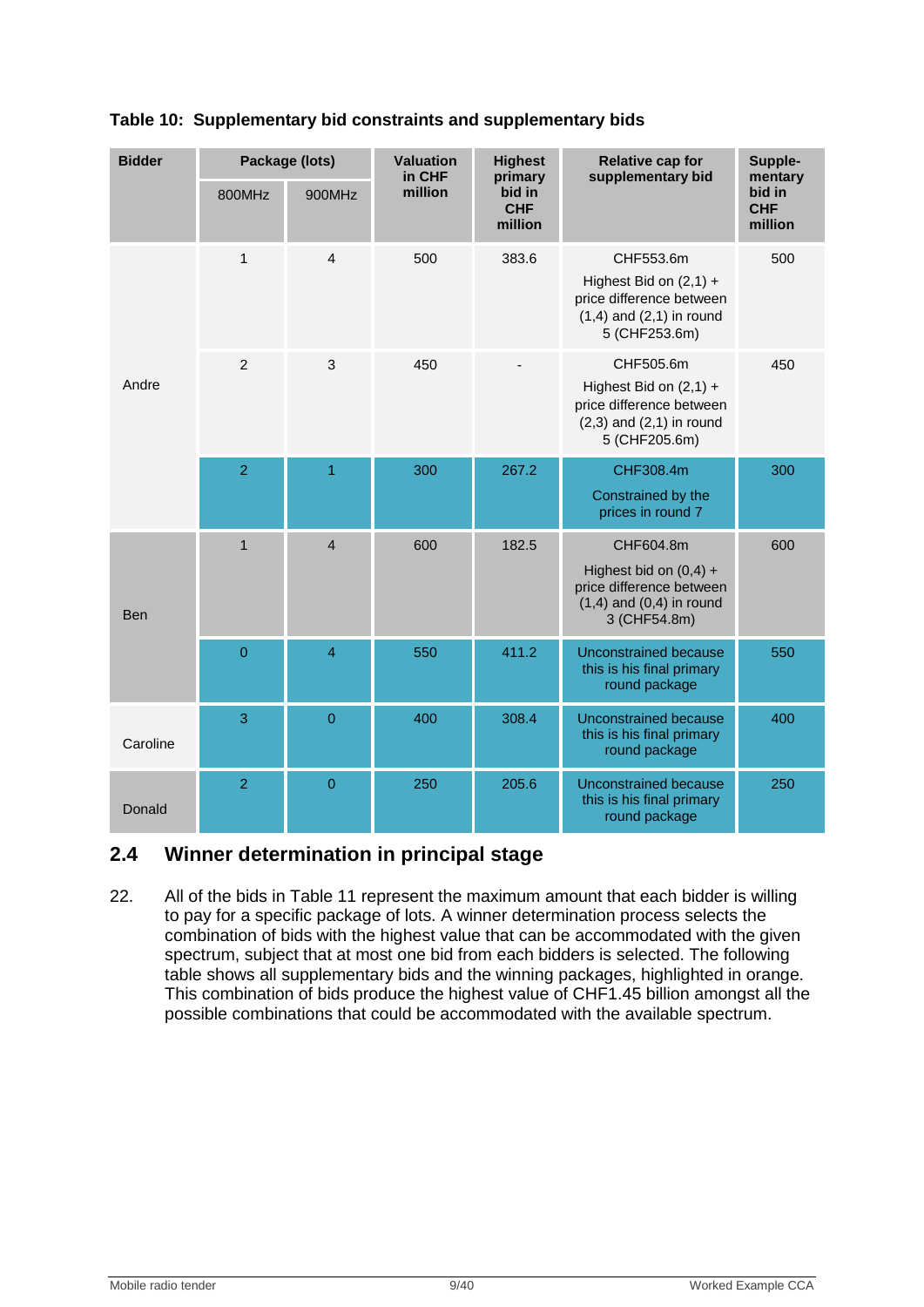**Table 10: Supplementary bid constraints and supplementary bids**

| Bidder | Package (lots) | | Valuation in CHF million | Highest primary bid in CHF million | Relative cap for supplementary bid | Supple-mentary bid in CHF million |
|---|---|---|---|---|---|---|
| | 800MHz | 900MHz | | | | |
| Andre | 1 | 4 | 500 | 383.6 | CHF553.6m Highest Bid on (2,1) + price difference between (1,4) and (2,1) in round 5 (CHF253.6m) | 500 |
| | 2 | 3 | 450 | - | CHF505.6m Highest Bid on (2,1) + price difference between (2,3) and (2,1) in round 5 (CHF205.6m) | 450 |
| | 2 | 1 | 300 | 267.2 | CHF308.4m Constrained by the prices in round 7 | 300 |
| Ben | 1 | 4 | 600 | 182.5 | CHF604.8m Highest bid on (0,4) + price difference between (1,4) and (0,4) in round 3 (CHF54.8m) | 600 |
| | 0 | 4 | 550 | 411.2 | Unconstrained because this is his final primary round package | 550 |
| Caroline | 3 | 0 | 400 | 308.4 | Unconstrained because this is his final primary round package | 400 |
| Donald | 2 | 0 | 250 | 205.6 | Unconstrained because this is his final primary round package | 250 |

## 2.4 Winner determination in principal stage

22. All of the bids in Table 11 represent the maximum amount that each bidder is willing to pay for a specific package of lots. A winner determination process selects the combination of bids with the highest value that can be accommodated with the given spectrum, subject that at most one bid from each bidders is selected. The following table shows all supplementary bids and the winning packages, highlighted in orange. This combination of bids produce the highest value of CHF1.45 billion amongst all the possible combinations that could be accommodated with the available spectrum.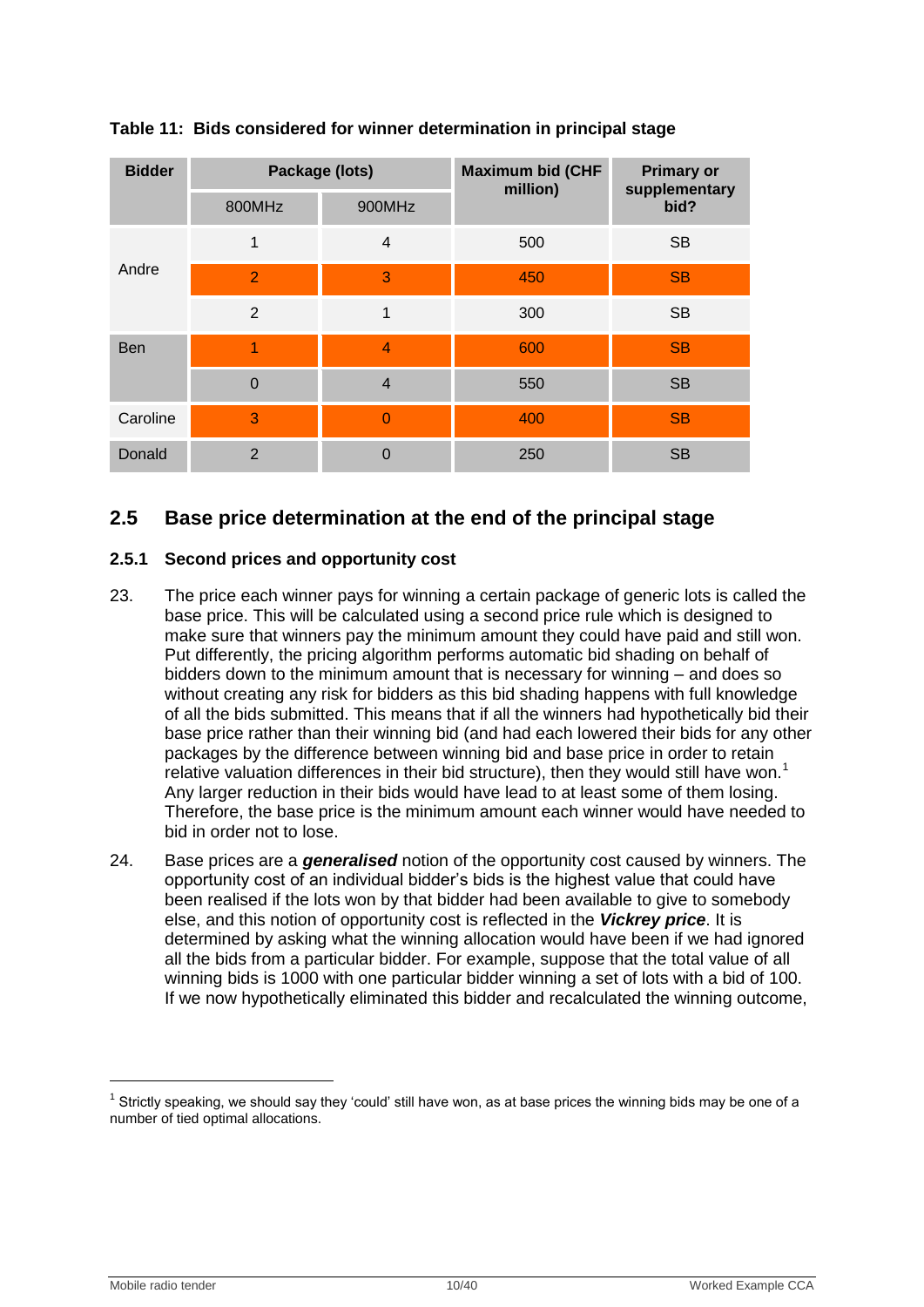**Table 11: Bids considered for winner determination in principal stage**

| Bidder | Package (lots) | | Maximum bid (CHF million) | Primary or supplementary bid? |
|---|---|---|---|---|
| | 800MHz | 900MHz | | |
| Andre | 1 | 4 | 500 | SB |
| | 2 | 3 | 450 | SB |
| | 2 | 1 | 300 | SB |
| Ben | 1 | 4 | 600 | SB |
| | 0 | 4 | 550 | SB |
| Caroline | 3 | 0 | 400 | SB |
| Donald | 2 | 0 | 250 | SB |

## 2.5 Base price determination at the end of the principal stage

### 2.5.1 Second prices and opportunity cost

23. The price each winner pays for winning a certain package of generic lots is called the base price. This will be calculated using a second price rule which is designed to make sure that winners pay the minimum amount they could have paid and still won. Put differently, the pricing algorithm performs automatic bid shading on behalf of bidders down to the minimum amount that is necessary for winning – and does so without creating any risk for bidders as this bid shading happens with full knowledge of all the bids submitted. This means that if all the winners had hypothetically bid their base price rather than their winning bid (and had each lowered their bids for any other packages by the difference between winning bid and base price in order to retain relative valuation differences in their bid structure), then they would still have won.[1] Any larger reduction in their bids would have lead to at least some of them losing. Therefore, the base price is the minimum amount each winner would have needed to bid in order not to lose.

24. Base prices are a ***generalised*** notion of the opportunity cost caused by winners. The opportunity cost of an individual bidder's bids is the highest value that could have been realised if the lots won by that bidder had been available to give to somebody else, and this notion of opportunity cost is reflected in the ***Vickrey price***. It is determined by asking what the winning allocation would have been if we had ignored all the bids from a particular bidder. For example, suppose that the total value of all winning bids is 1000 with one particular bidder winning a set of lots with a bid of 100. If we now hypothetically eliminated this bidder and recalculated the winning outcome,

[1] Strictly speaking, we should say they 'could' still have won, as at base prices the winning bids may be one of a number of tied optimal allocations.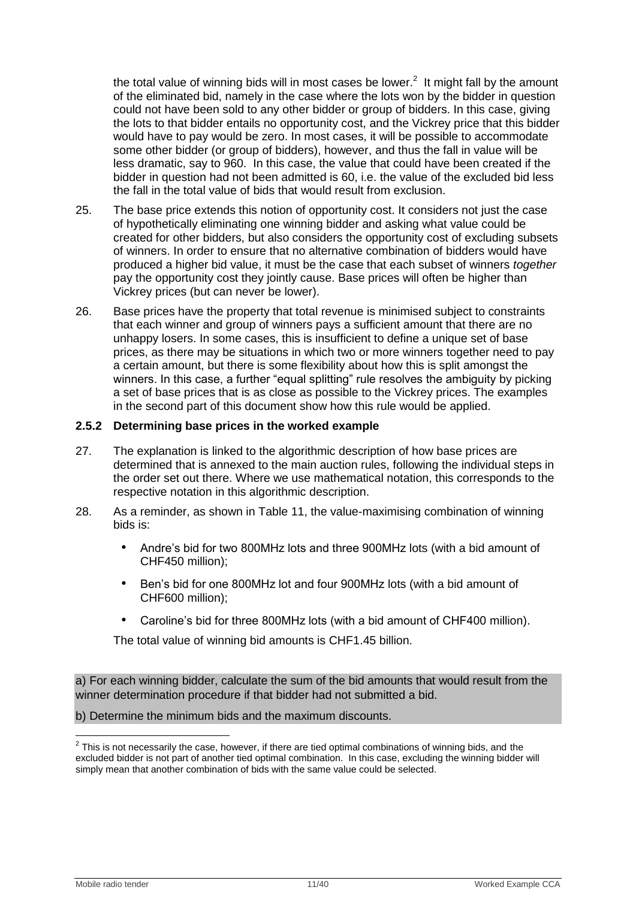the total value of winning bids will in most cases be lower.[2] It might fall by the amount of the eliminated bid, namely in the case where the lots won by the bidder in question could not have been sold to any other bidder or group of bidders. In this case, giving the lots to that bidder entails no opportunity cost, and the Vickrey price that this bidder would have to pay would be zero. In most cases, it will be possible to accommodate some other bidder (or group of bidders), however, and thus the fall in value will be less dramatic, say to 960. In this case, the value that could have been created if the bidder in question had not been admitted is 60, i.e. the value of the excluded bid less the fall in the total value of bids that would result from exclusion.

25. The base price extends this notion of opportunity cost. It considers not just the case of hypothetically eliminating one winning bidder and asking what value could be created for other bidders, but also considers the opportunity cost of excluding subsets of winners. In order to ensure that no alternative combination of bidders would have produced a higher bid value, it must be the case that each subset of winners *together* pay the opportunity cost they jointly cause. Base prices will often be higher than Vickrey prices (but can never be lower).

26. Base prices have the property that total revenue is minimised subject to constraints that each winner and group of winners pays a sufficient amount that there are no unhappy losers. In some cases, this is insufficient to define a unique set of base prices, as there may be situations in which two or more winners together need to pay a certain amount, but there is some flexibility about how this is split amongst the winners. In this case, a further "equal splitting" rule resolves the ambiguity by picking a set of base prices that is as close as possible to the Vickrey prices. The examples in the second part of this document show how this rule would be applied.

### 2.5.2 Determining base prices in the worked example

27. The explanation is linked to the algorithmic description of how base prices are determined that is annexed to the main auction rules, following the individual steps in the order set out there. Where we use mathematical notation, this corresponds to the respective notation in this algorithmic description.

28. As a reminder, as shown in Table 11, the value-maximising combination of winning bids is:

    - Andre's bid for two 800MHz lots and three 900MHz lots (with a bid amount of CHF450 million);
    - Ben's bid for one 800MHz lot and four 900MHz lots (with a bid amount of CHF600 million);
    - Caroline's bid for three 800MHz lots (with a bid amount of CHF400 million).

    The total value of winning bid amounts is CHF1.45 billion.

a) For each winning bidder, calculate the sum of the bid amounts that would result from the winner determination procedure if that bidder had not submitted a bid.

b) Determine the minimum bids and the maximum discounts.

[2] This is not necessarily the case, however, if there are tied optimal combinations of winning bids, and the excluded bidder is not part of another tied optimal combination. In this case, excluding the winning bidder will simply mean that another combination of bids with the same value could be selected.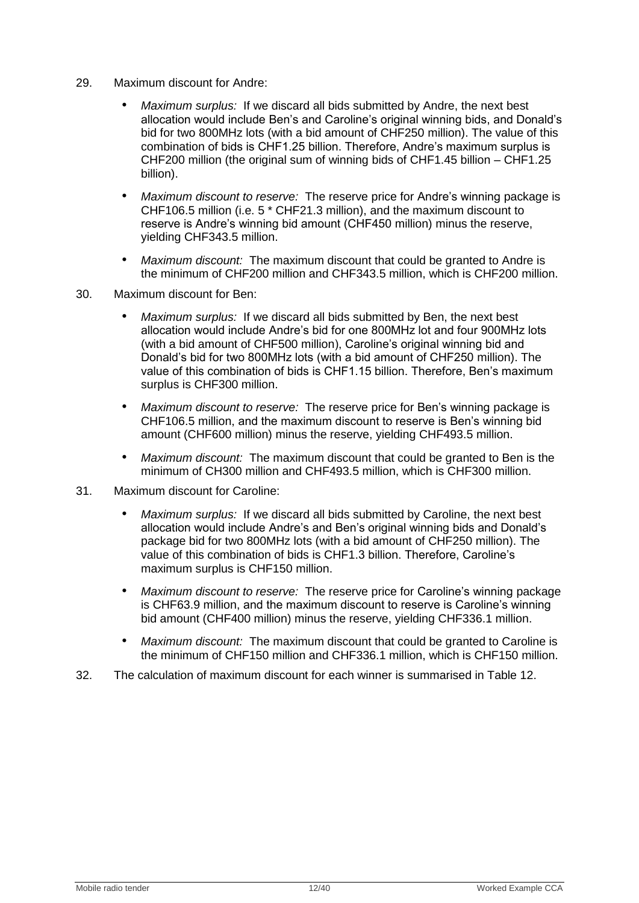29. Maximum discount for Andre:

   - *Maximum surplus:* If we discard all bids submitted by Andre, the next best allocation would include Ben's and Caroline's original winning bids, and Donald's bid for two 800MHz lots (with a bid amount of CHF250 million). The value of this combination of bids is CHF1.25 billion. Therefore, Andre's maximum surplus is CHF200 million (the original sum of winning bids of CHF1.45 billion – CHF1.25 billion).
   - *Maximum discount to reserve:* The reserve price for Andre's winning package is CHF106.5 million (i.e. 5 * CHF21.3 million), and the maximum discount to reserve is Andre's winning bid amount (CHF450 million) minus the reserve, yielding CHF343.5 million.
   - *Maximum discount:* The maximum discount that could be granted to Andre is the minimum of CHF200 million and CHF343.5 million, which is CHF200 million.

30. Maximum discount for Ben:

   - *Maximum surplus:* If we discard all bids submitted by Ben, the next best allocation would include Andre's bid for one 800MHz lot and four 900MHz lots (with a bid amount of CHF500 million), Caroline's original winning bid and Donald's bid for two 800MHz lots (with a bid amount of CHF250 million). The value of this combination of bids is CHF1.15 billion. Therefore, Ben's maximum surplus is CHF300 million.
   - *Maximum discount to reserve:* The reserve price for Ben's winning package is CHF106.5 million, and the maximum discount to reserve is Ben's winning bid amount (CHF600 million) minus the reserve, yielding CHF493.5 million.
   - *Maximum discount:* The maximum discount that could be granted to Ben is the minimum of CH300 million and CHF493.5 million, which is CHF300 million.

31. Maximum discount for Caroline:

   - *Maximum surplus:* If we discard all bids submitted by Caroline, the next best allocation would include Andre's and Ben's original winning bids and Donald's package bid for two 800MHz lots (with a bid amount of CHF250 million). The value of this combination of bids is CHF1.3 billion. Therefore, Caroline's maximum surplus is CHF150 million.
   - *Maximum discount to reserve:* The reserve price for Caroline's winning package is CHF63.9 million, and the maximum discount to reserve is Caroline's winning bid amount (CHF400 million) minus the reserve, yielding CHF336.1 million.
   - *Maximum discount:* The maximum discount that could be granted to Caroline is the minimum of CHF150 million and CHF336.1 million, which is CHF150 million.

32. The calculation of maximum discount for each winner is summarised in Table 12.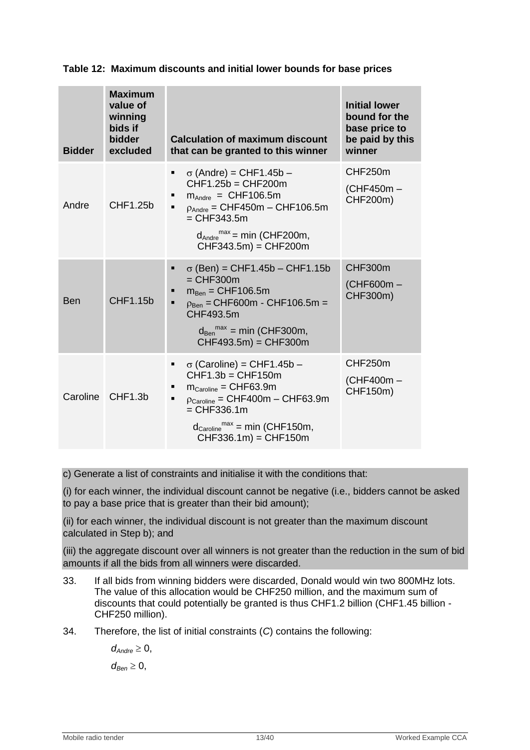**Table 12: Maximum discounts and initial lower bounds for base prices**

| Bidder | Maximum value of winning bids if bidder excluded | Calculation of maximum discount that can be granted to this winner | Initial lower bound for the base price to be paid by this winner |
|---|---|---|---|
| Andre | CHF1.25b | ▪ $\sigma$ (Andre) = CHF1.45b – CHF1.25b = CHF200m <br> ▪ $m_{Andre}$ = CHF106.5m <br> ▪ $\rho_{Andre}$ = CHF450m – CHF106.5m = CHF343.5m <br> $d_{Andre}^{max}$ = min (CHF200m, CHF343.5m) = CHF200m | CHF250m <br> (CHF450m – CHF200m) |
| Ben | CHF1.15b | ▪ $\sigma$ (Ben) = CHF1.45b – CHF1.15b = CHF300m <br> ▪ $m_{Ben}$ = CHF106.5m <br> ▪ $\rho_{Ben}$ = CHF600m - CHF106.5m = CHF493.5m <br> $d_{Ben}^{max}$ = min (CHF300m, CHF493.5m) = CHF300m | CHF300m <br> (CHF600m – CHF300m) |
| Caroline | CHF1.3b | ▪ $\sigma$ (Caroline) = CHF1.45b – CHF1.3b = CHF150m <br> ▪ $m_{Caroline}$ = CHF63.9m <br> ▪ $\rho_{Caroline}$ = CHF400m – CHF63.9m = CHF336.1m <br> $d_{Caroline}^{max}$ = min (CHF150m, CHF336.1m) = CHF150m | CHF250m <br> (CHF400m – CHF150m) |

c) Generate a list of constraints and initialise it with the conditions that:

(i) for each winner, the individual discount cannot be negative (i.e., bidders cannot be asked to pay a base price that is greater than their bid amount);

(ii) for each winner, the individual discount is not greater than the maximum discount calculated in Step b); and

(iii) the aggregate discount over all winners is not greater than the reduction in the sum of bid amounts if all the bids from all winners were discarded.

33. If all bids from winning bidders were discarded, Donald would win two 800MHz lots. The value of this allocation would be CHF250 million, and the maximum sum of discounts that could potentially be granted is thus CHF1.2 billion (CHF1.45 billion - CHF250 million).

34. Therefore, the list of initial constraints (*C*) contains the following:

$d_{Andre} \geq 0$,

$d_{Ben} \geq 0$,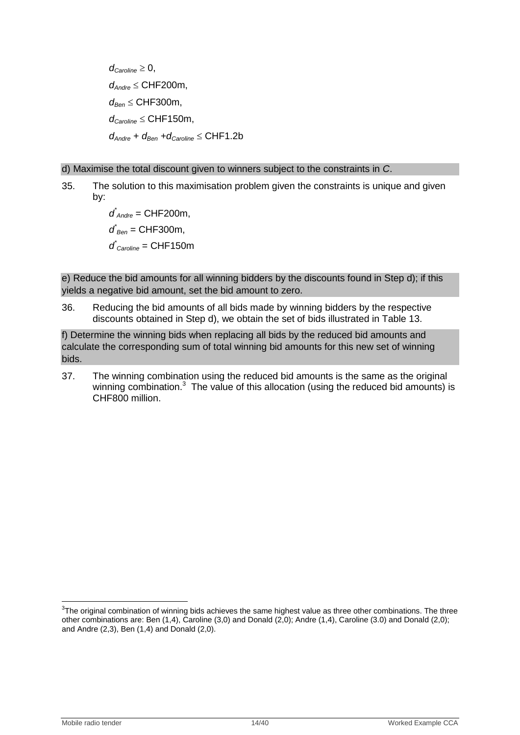$d_{Caroline} \geq 0$,

$d_{Andre} \leq$ CHF200m,

$d_{Ben} \leq$ CHF300m,

$d_{Caroline} \leq$ CHF150m,

$d_{Andre} + d_{Ben} + d_{Caroline} \leq$ CHF1.2b

d) Maximise the total discount given to winners subject to the constraints in *C*.

35. The solution to this maximisation problem given the constraints is unique and given by:

$d^*_{Andre}$ = CHF200m,

$d^*_{Ben}$ = CHF300m,

$d^*_{Caroline}$ = CHF150m

e) Reduce the bid amounts for all winning bidders by the discounts found in Step d); if this yields a negative bid amount, set the bid amount to zero.

36. Reducing the bid amounts of all bids made by winning bidders by the respective discounts obtained in Step d), we obtain the set of bids illustrated in Table 13.

f) Determine the winning bids when replacing all bids by the reduced bid amounts and calculate the corresponding sum of total winning bid amounts for this new set of winning bids.

37. The winning combination using the reduced bid amounts is the same as the original winning combination.[3] The value of this allocation (using the reduced bid amounts) is CHF800 million.

---

[3]The original combination of winning bids achieves the same highest value as three other combinations. The three other combinations are: Ben (1,4), Caroline (3,0) and Donald (2,0); Andre (1,4), Caroline (3.0) and Donald (2,0); and Andre (2,3), Ben (1,4) and Donald (2,0).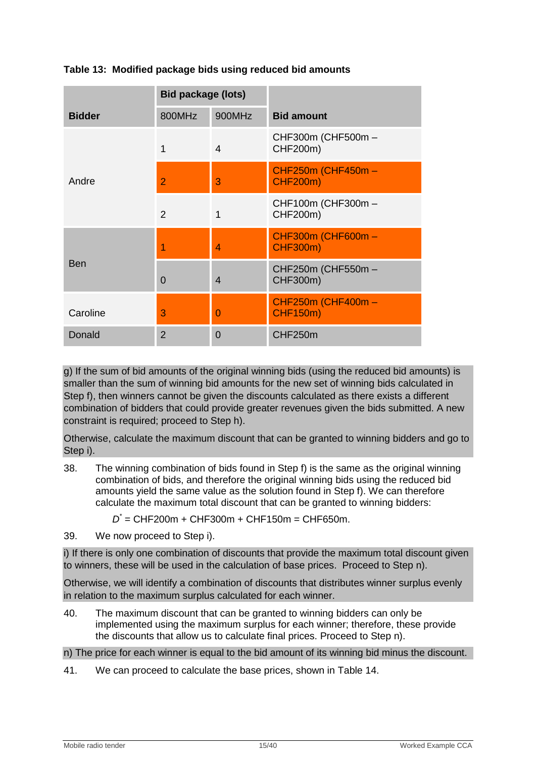**Table 13: Modified package bids using reduced bid amounts**

| Bidder | Bid package (lots) | | Bid amount |
|---|---|---|---|
| | 800MHz | 900MHz | |
| Andre | 1 | 4 | CHF300m (CHF500m – CHF200m) |
| | 2 | 3 | CHF250m (CHF450m – CHF200m) |
| | 2 | 1 | CHF100m (CHF300m – CHF200m) |
| Ben | 1 | 4 | CHF300m (CHF600m – CHF300m) |
| | 0 | 4 | CHF250m (CHF550m – CHF300m) |
| Caroline | 3 | 0 | CHF250m (CHF400m – CHF150m) |
| Donald | 2 | 0 | CHF250m |

g) If the sum of bid amounts of the original winning bids (using the reduced bid amounts) is smaller than the sum of winning bid amounts for the new set of winning bids calculated in Step f), then winners cannot be given the discounts calculated as there exists a different combination of bidders that could provide greater revenues given the bids submitted. A new constraint is required; proceed to Step h).

Otherwise, calculate the maximum discount that can be granted to winning bidders and go to Step i).

38. The winning combination of bids found in Step f) is the same as the original winning combination of bids, and therefore the original winning bids using the reduced bid amounts yield the same value as the solution found in Step f). We can therefore calculate the maximum total discount that can be granted to winning bidders:

$D^*$ = CHF200m + CHF300m + CHF150m = CHF650m.

39. We now proceed to Step i).

i) If there is only one combination of discounts that provide the maximum total discount given to winners, these will be used in the calculation of base prices. Proceed to Step n).

Otherwise, we will identify a combination of discounts that distributes winner surplus evenly in relation to the maximum surplus calculated for each winner.

40. The maximum discount that can be granted to winning bidders can only be implemented using the maximum surplus for each winner; therefore, these provide the discounts that allow us to calculate final prices. Proceed to Step n).

n) The price for each winner is equal to the bid amount of its winning bid minus the discount.

41. We can proceed to calculate the base prices, shown in Table 14.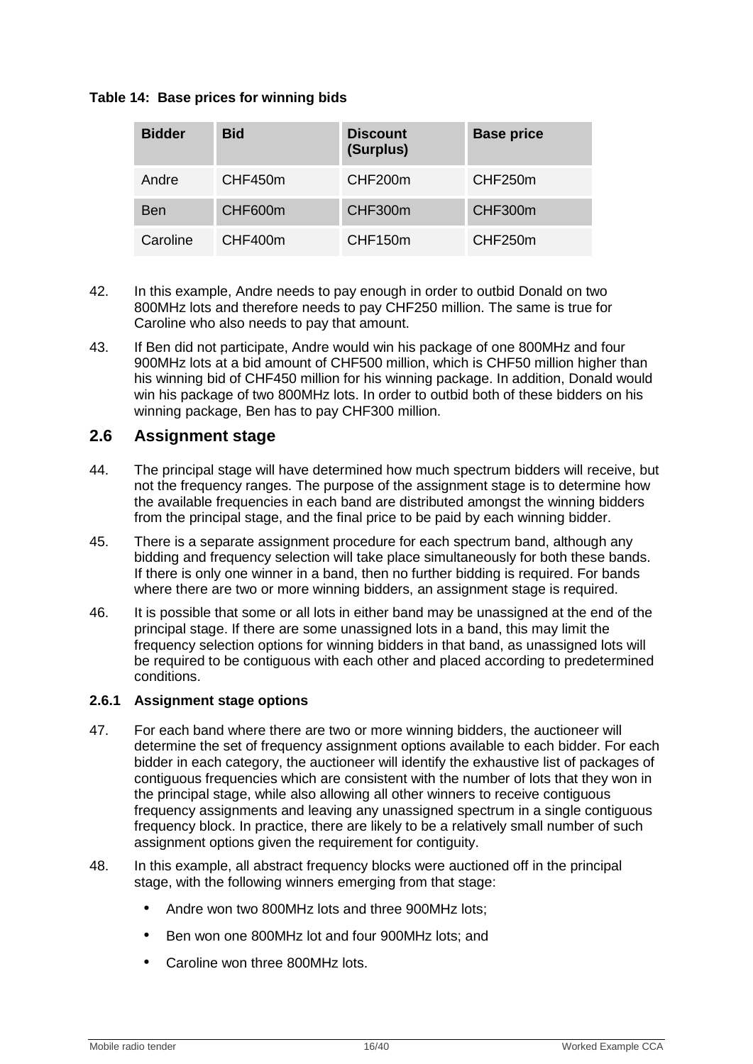**Table 14: Base prices for winning bids**

| Bidder | Bid | Discount (Surplus) | Base price |
|---|---|---|---|
| Andre | CHF450m | CHF200m | CHF250m |
| Ben | CHF600m | CHF300m | CHF300m |
| Caroline | CHF400m | CHF150m | CHF250m |

42. In this example, Andre needs to pay enough in order to outbid Donald on two 800MHz lots and therefore needs to pay CHF250 million. The same is true for Caroline who also needs to pay that amount.

43. If Ben did not participate, Andre would win his package of one 800MHz and four 900MHz lots at a bid amount of CHF500 million, which is CHF50 million higher than his winning bid of CHF450 million for his winning package. In addition, Donald would win his package of two 800MHz lots. In order to outbid both of these bidders on his winning package, Ben has to pay CHF300 million.

## 2.6 Assignment stage

44. The principal stage will have determined how much spectrum bidders will receive, but not the frequency ranges. The purpose of the assignment stage is to determine how the available frequencies in each band are distributed amongst the winning bidders from the principal stage, and the final price to be paid by each winning bidder.

45. There is a separate assignment procedure for each spectrum band, although any bidding and frequency selection will take place simultaneously for both these bands. If there is only one winner in a band, then no further bidding is required. For bands where there are two or more winning bidders, an assignment stage is required.

46. It is possible that some or all lots in either band may be unassigned at the end of the principal stage. If there are some unassigned lots in a band, this may limit the frequency selection options for winning bidders in that band, as unassigned lots will be required to be contiguous with each other and placed according to predetermined conditions.

### 2.6.1 Assignment stage options

47. For each band where there are two or more winning bidders, the auctioneer will determine the set of frequency assignment options available to each bidder. For each bidder in each category, the auctioneer will identify the exhaustive list of packages of contiguous frequencies which are consistent with the number of lots that they won in the principal stage, while also allowing all other winners to receive contiguous frequency assignments and leaving any unassigned spectrum in a single contiguous frequency block. In practice, there are likely to be a relatively small number of such assignment options given the requirement for contiguity.

48. In this example, all abstract frequency blocks were auctioned off in the principal stage, with the following winners emerging from that stage:

- Andre won two 800MHz lots and three 900MHz lots;
- Ben won one 800MHz lot and four 900MHz lots; and
- Caroline won three 800MHz lots.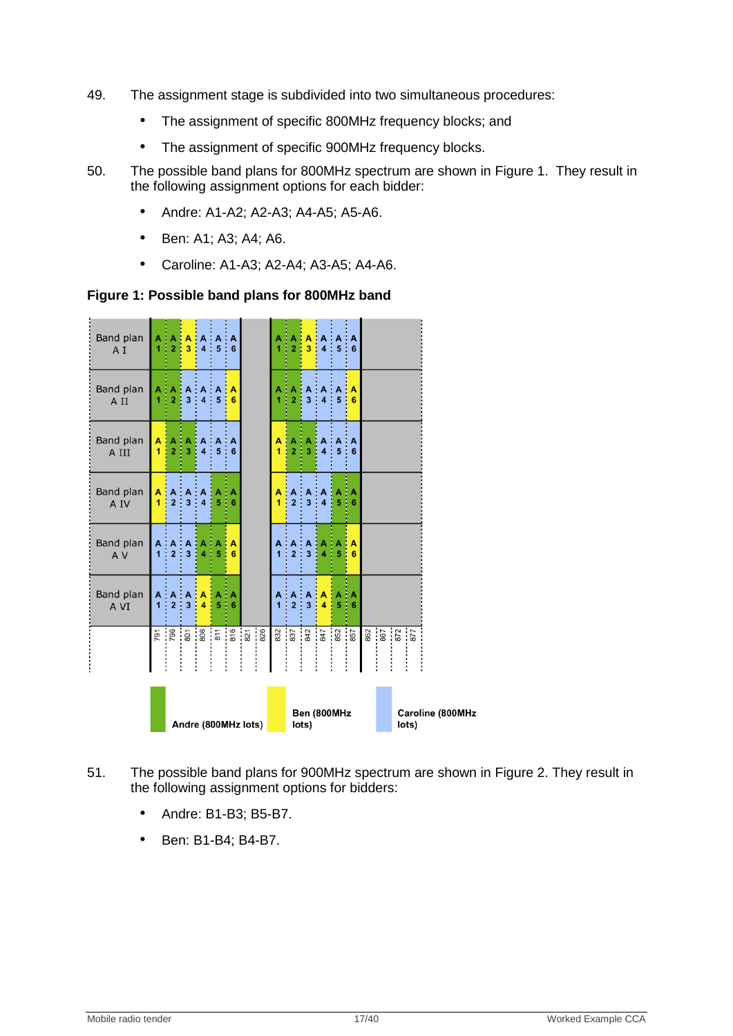49. The assignment stage is subdivided into two simultaneous procedures:

 - The assignment of specific 800MHz frequency blocks; and
 - The assignment of specific 900MHz frequency blocks.

50. The possible band plans for 800MHz spectrum are shown in Figure 1. They result in the following assignment options for each bidder:

 - Andre: A1-A2; A2-A3; A4-A5; A5-A6.
 - Ben: A1; A3; A4; A6.
 - Caroline: A1-A3; A2-A4; A3-A5; A4-A6.

**Figure 1: Possible band plans for 800MHz band**

| | A1 | A2 | A3 | A4 | A5 | A6 |
|---|---|---|---|---|---|---|
| Band plan A I | Andre | Andre | Ben | Caroline | Caroline | Caroline |
| Band plan A II | Andre | Andre | Caroline | Caroline | Caroline | Ben |
| Band plan A III | Ben | Andre | Andre | Caroline | Caroline | Caroline |
| Band plan A IV | Ben | Caroline | Caroline | Caroline | Andre | Andre |
| Band plan A V | Caroline | Caroline | Caroline | Andre | Andre | Ben |
| Band plan A VI | Caroline | Caroline | Caroline | Ben | Andre | Andre |

Frequencies (MHz): 791, 796, 801, 806, 811, 816, 821, 826, 832, 837, 842, 847, 852, 857, 862, 867, 872, 877

Legend: Andre (800MHz lots); Ben (800MHz lots); Caroline (800MHz lots)

51. The possible band plans for 900MHz spectrum are shown in Figure 2. They result in the following assignment options for bidders:

 - Andre: B1-B3; B5-B7.
 - Ben: B1-B4; B4-B7.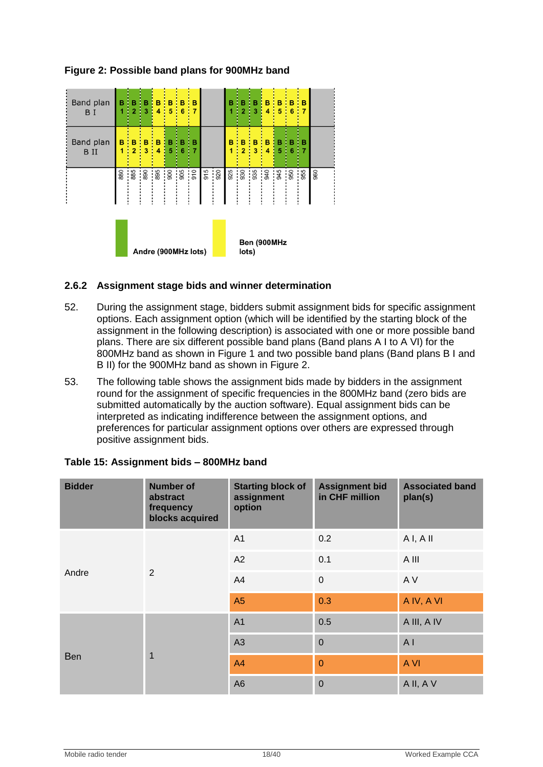**Figure 2: Possible band plans for 900MHz band**

| | | | | | | | | | | | | | | | | |
|---|---|---|---|---|---|---|---|---|---|---|---|---|---|---|---|---|
| Band plan B I | B 1 | B 2 | B 3 | B 4 | B 5 | B 6 | B 7 | | B 1 | B 2 | B 3 | B 4 | B 5 | B 6 | B 7 | |
| Band plan B II | B 1 | B 2 | B 3 | B 4 | B 5 | B 6 | B 7 | | B 1 | B 2 | B 3 | B 4 | B 5 | B 6 | B 7 | |
| | 880 | 885 | 890 | 895 | 900 | 905 | 910 | 915 920 | 925 | 930 | 935 | 940 | 945 | 950 | 955 | 960 |

Andre (900MHz lots) Ben (900MHz lots)

### 2.6.2 Assignment stage bids and winner determination

52. During the assignment stage, bidders submit assignment bids for specific assignment options. Each assignment option (which will be identified by the starting block of the assignment in the following description) is associated with one or more possible band plans. There are six different possible band plans (Band plans A I to A VI) for the 800MHz band as shown in Figure 1 and two possible band plans (Band plans B I and B II) for the 900MHz band as shown in Figure 2.

53. The following table shows the assignment bids made by bidders in the assignment round for the assignment of specific frequencies in the 800MHz band (zero bids are submitted automatically by the auction software). Equal assignment bids can be interpreted as indicating indifference between the assignment options, and preferences for particular assignment options over others are expressed through positive assignment bids.

**Table 15: Assignment bids – 800MHz band**

| Bidder | Number of abstract frequency blocks acquired | Starting block of assignment option | Assignment bid in CHF million | Associated band plan(s) |
|---|---|---|---|---|
| Andre | 2 | A1 | 0.2 | A I, A II |
| | | A2 | 0.1 | A III |
| | | A4 | 0 | A V |
| | | A5 | 0.3 | A IV, A VI |
| Ben | 1 | A1 | 0.5 | A III, A IV |
| | | A3 | 0 | A I |
| | | A4 | 0 | A VI |
| | | A6 | 0 | A II, A V |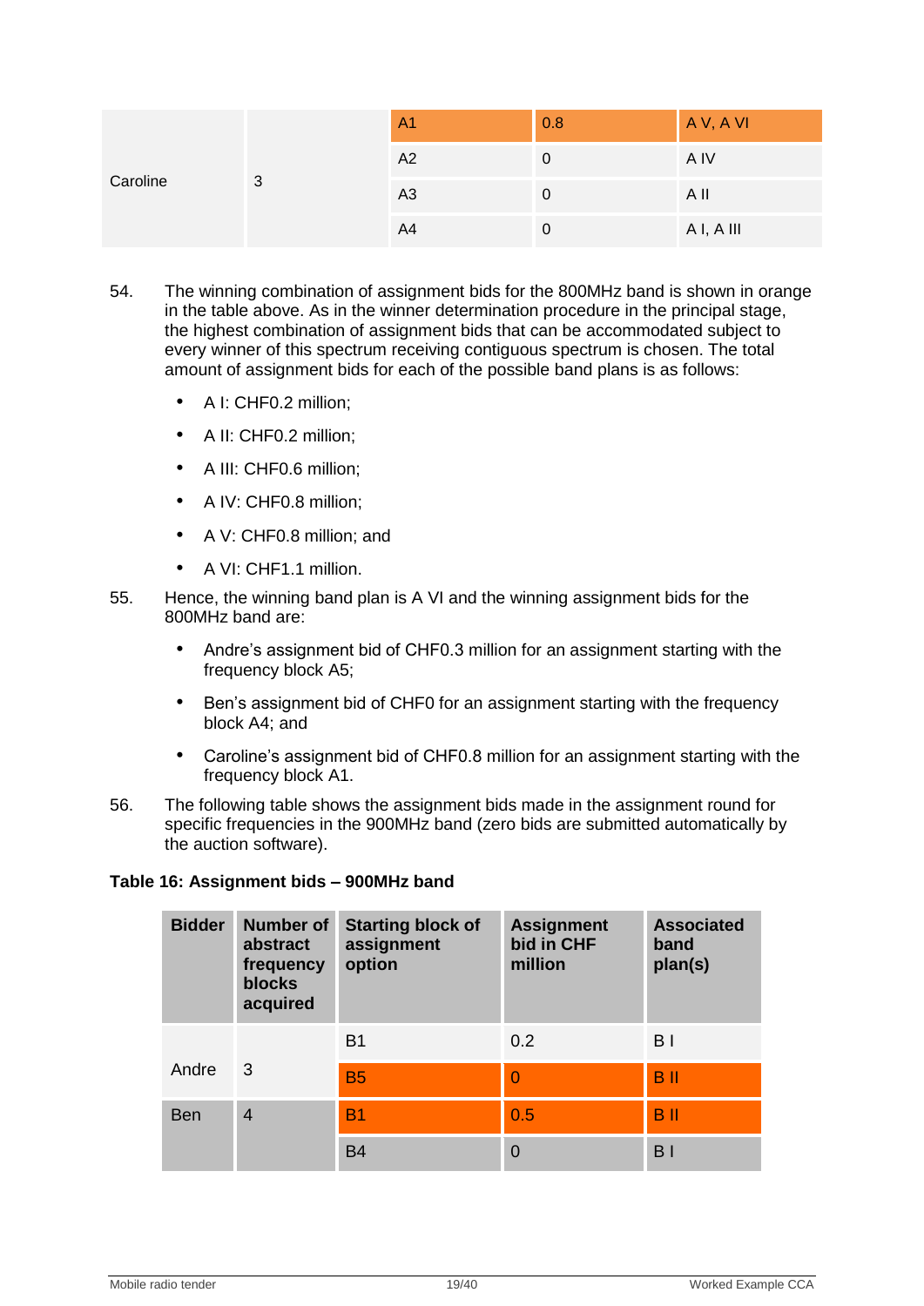| | | | | |
|---|---|---|---|---|
| Caroline | 3 | A1 | 0.8 | A V, A VI |
| | | A2 | 0 | A IV |
| | | A3 | 0 | A II |
| | | A4 | 0 | A I, A III |

54. The winning combination of assignment bids for the 800MHz band is shown in orange in the table above. As in the winner determination procedure in the principal stage, the highest combination of assignment bids that can be accommodated subject to every winner of this spectrum receiving contiguous spectrum is chosen. The total amount of assignment bids for each of the possible band plans is as follows:

   - A I: CHF0.2 million;
   - A II: CHF0.2 million;
   - A III: CHF0.6 million;
   - A IV: CHF0.8 million;
   - A V: CHF0.8 million; and
   - A VI: CHF1.1 million.

55. Hence, the winning band plan is A VI and the winning assignment bids for the 800MHz band are:

   - Andre's assignment bid of CHF0.3 million for an assignment starting with the frequency block A5;
   - Ben's assignment bid of CHF0 for an assignment starting with the frequency block A4; and
   - Caroline's assignment bid of CHF0.8 million for an assignment starting with the frequency block A1.

56. The following table shows the assignment bids made in the assignment round for specific frequencies in the 900MHz band (zero bids are submitted automatically by the auction software).

**Table 16: Assignment bids – 900MHz band**

| Bidder | Number of abstract frequency blocks acquired | Starting block of assignment option | Assignment bid in CHF million | Associated band plan(s) |
|---|---|---|---|---|
| Andre | 3 | B1 | 0.2 | B I |
| | | B5 | 0 | B II |
| Ben | 4 | B1 | 0.5 | B II |
| | | B4 | 0 | B I |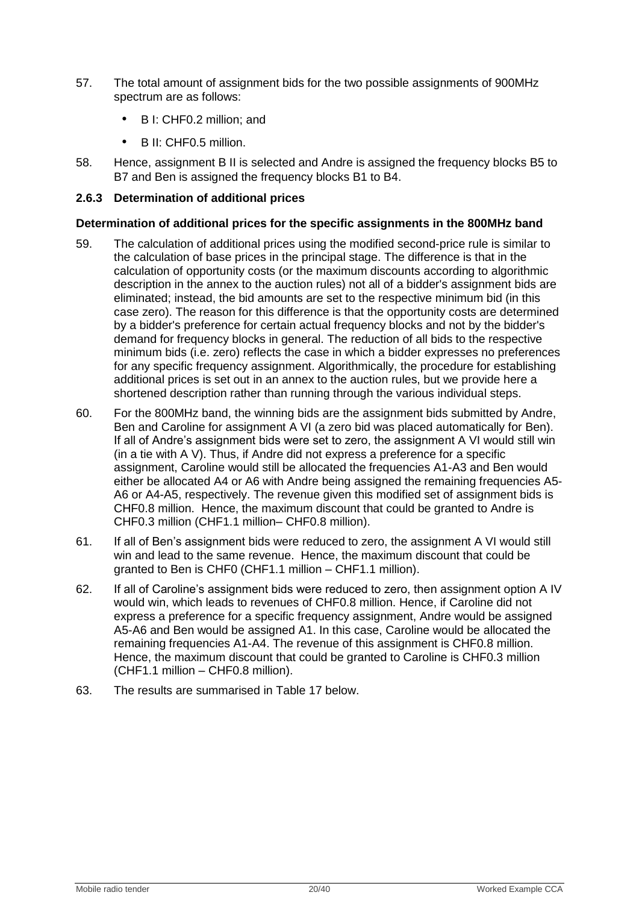57. The total amount of assignment bids for the two possible assignments of 900MHz spectrum are as follows:

- B I: CHF0.2 million; and
- B II: CHF0.5 million.

58. Hence, assignment B II is selected and Andre is assigned the frequency blocks B5 to B7 and Ben is assigned the frequency blocks B1 to B4.

### 2.6.3 Determination of additional prices

**Determination of additional prices for the specific assignments in the 800MHz band**

59. The calculation of additional prices using the modified second-price rule is similar to the calculation of base prices in the principal stage. The difference is that in the calculation of opportunity costs (or the maximum discounts according to algorithmic description in the annex to the auction rules) not all of a bidder's assignment bids are eliminated; instead, the bid amounts are set to the respective minimum bid (in this case zero). The reason for this difference is that the opportunity costs are determined by a bidder's preference for certain actual frequency blocks and not by the bidder's demand for frequency blocks in general. The reduction of all bids to the respective minimum bids (i.e. zero) reflects the case in which a bidder expresses no preferences for any specific frequency assignment. Algorithmically, the procedure for establishing additional prices is set out in an annex to the auction rules, but we provide here a shortened description rather than running through the various individual steps.

60. For the 800MHz band, the winning bids are the assignment bids submitted by Andre, Ben and Caroline for assignment A VI (a zero bid was placed automatically for Ben). If all of Andre's assignment bids were set to zero, the assignment A VI would still win (in a tie with A V). Thus, if Andre did not express a preference for a specific assignment, Caroline would still be allocated the frequencies A1-A3 and Ben would either be allocated A4 or A6 with Andre being assigned the remaining frequencies A5-A6 or A4-A5, respectively. The revenue given this modified set of assignment bids is CHF0.8 million. Hence, the maximum discount that could be granted to Andre is CHF0.3 million (CHF1.1 million– CHF0.8 million).

61. If all of Ben's assignment bids were reduced to zero, the assignment A VI would still win and lead to the same revenue. Hence, the maximum discount that could be granted to Ben is CHF0 (CHF1.1 million – CHF1.1 million).

62. If all of Caroline's assignment bids were reduced to zero, then assignment option A IV would win, which leads to revenues of CHF0.8 million. Hence, if Caroline did not express a preference for a specific frequency assignment, Andre would be assigned A5-A6 and Ben would be assigned A1. In this case, Caroline would be allocated the remaining frequencies A1-A4. The revenue of this assignment is CHF0.8 million. Hence, the maximum discount that could be granted to Caroline is CHF0.3 million (CHF1.1 million – CHF0.8 million).

63. The results are summarised in Table 17 below.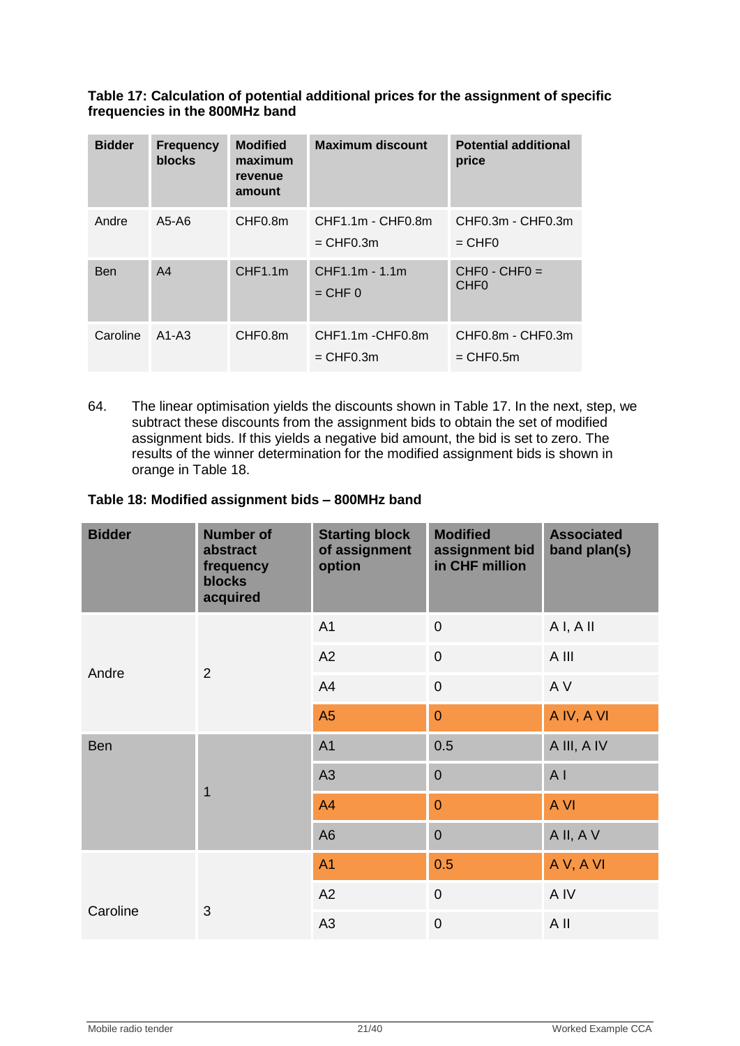**Table 17: Calculation of potential additional prices for the assignment of specific frequencies in the 800MHz band**

| Bidder | Frequency blocks | Modified maximum revenue amount | Maximum discount | Potential additional price |
|---|---|---|---|---|
| Andre | A5-A6 | CHF0.8m | CHF1.1m - CHF0.8m = CHF0.3m | CHF0.3m - CHF0.3m = CHF0 |
| Ben | A4 | CHF1.1m | CHF1.1m - 1.1m = CHF 0 | CHF0 - CHF0 = CHF0 |
| Caroline | A1-A3 | CHF0.8m | CHF1.1m -CHF0.8m = CHF0.3m | CHF0.8m - CHF0.3m = CHF0.5m |

64. The linear optimisation yields the discounts shown in Table 17. In the next, step, we subtract these discounts from the assignment bids to obtain the set of modified assignment bids. If this yields a negative bid amount, the bid is set to zero. The results of the winner determination for the modified assignment bids is shown in orange in Table 18.

**Table 18: Modified assignment bids – 800MHz band**

| Bidder | Number of abstract frequency blocks acquired | Starting block of assignment option | Modified assignment bid in CHF million | Associated band plan(s) |
|---|---|---|---|---|
| Andre | 2 | A1 | 0 | A I, A II |
| | | A2 | 0 | A III |
| | | A4 | 0 | A V |
| | | A5 | 0 | A IV, A VI |
| Ben | 1 | A1 | 0.5 | A III, A IV |
| | | A3 | 0 | A I |
| | | A4 | 0 | A VI |
| | | A6 | 0 | A II, A V |
| Caroline | 3 | A1 | 0.5 | A V, A VI |
| | | A2 | 0 | A IV |
| | | A3 | 0 | A II |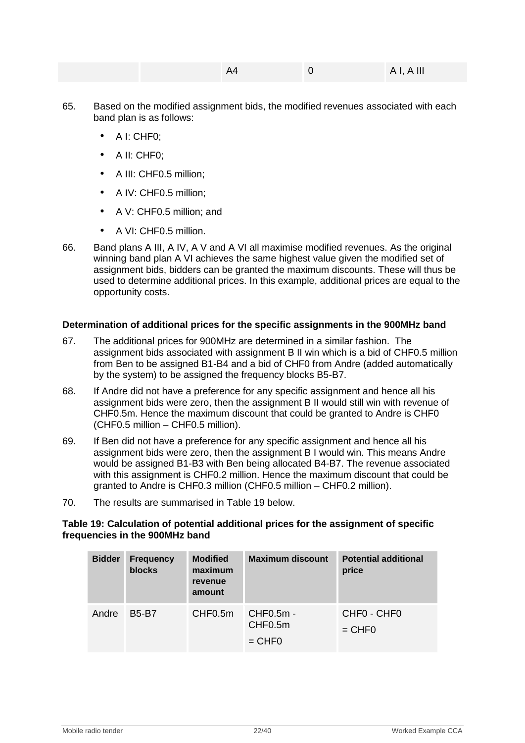| | | A4 | 0 | A I, A III |
|---|---|---|---|---|

65. Based on the modified assignment bids, the modified revenues associated with each band plan is as follows:

- A I: CHF0;
- A II: CHF0;
- A III: CHF0.5 million;
- A IV: CHF0.5 million;
- A V: CHF0.5 million; and
- A VI: CHF0.5 million.

66. Band plans A III, A IV, A V and A VI all maximise modified revenues. As the original winning band plan A VI achieves the same highest value given the modified set of assignment bids, bidders can be granted the maximum discounts. These will thus be used to determine additional prices. In this example, additional prices are equal to the opportunity costs.

**Determination of additional prices for the specific assignments in the 900MHz band**

67. The additional prices for 900MHz are determined in a similar fashion. The assignment bids associated with assignment B II win which is a bid of CHF0.5 million from Ben to be assigned B1-B4 and a bid of CHF0 from Andre (added automatically by the system) to be assigned the frequency blocks B5-B7.

68. If Andre did not have a preference for any specific assignment and hence all his assignment bids were zero, then the assignment B II would still win with revenue of CHF0.5m. Hence the maximum discount that could be granted to Andre is CHF0 (CHF0.5 million – CHF0.5 million).

69. If Ben did not have a preference for any specific assignment and hence all his assignment bids were zero, then the assignment B I would win. This means Andre would be assigned B1-B3 with Ben being allocated B4-B7. The revenue associated with this assignment is CHF0.2 million. Hence the maximum discount that could be granted to Andre is CHF0.3 million (CHF0.5 million – CHF0.2 million).

70. The results are summarised in Table 19 below.

**Table 19: Calculation of potential additional prices for the assignment of specific frequencies in the 900MHz band**

| Bidder | Frequency blocks | Modified maximum revenue amount | Maximum discount | Potential additional price |
|---|---|---|---|---|
| Andre | B5-B7 | CHF0.5m | CHF0.5m - CHF0.5m = CHF0 | CHF0 - CHF0 = CHF0 |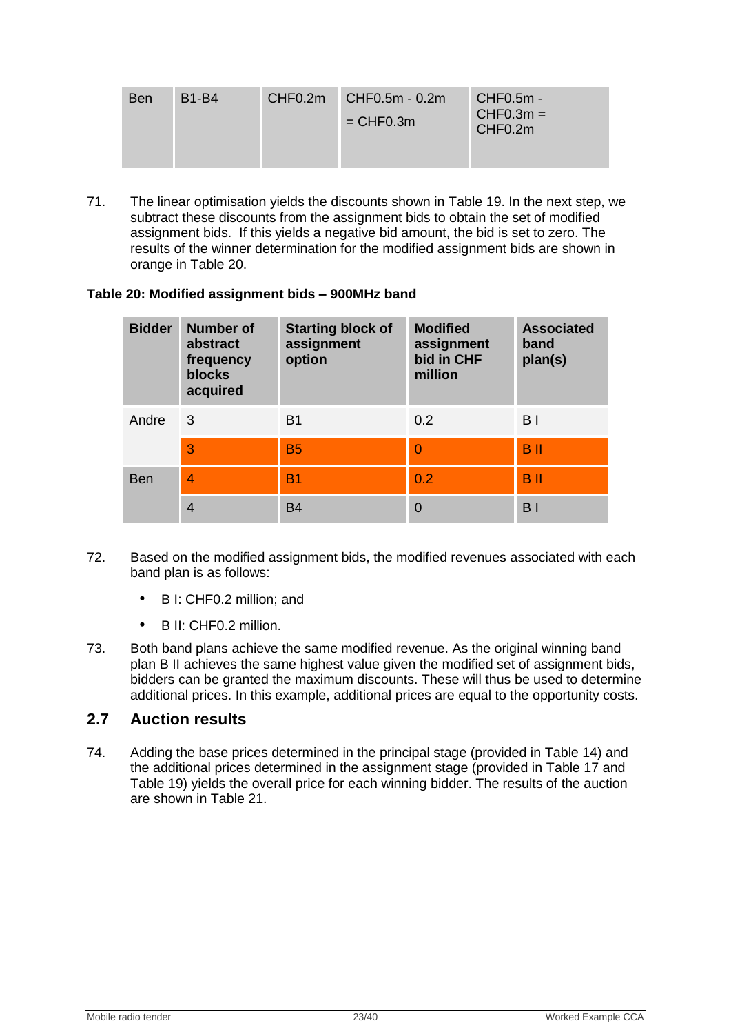| Ben | B1-B4 | CHF0.2m | CHF0.5m - 0.2m = CHF0.3m | CHF0.5m - CHF0.3m = CHF0.2m |
|---|---|---|---|---|

71. The linear optimisation yields the discounts shown in Table 19. In the next step, we subtract these discounts from the assignment bids to obtain the set of modified assignment bids. If this yields a negative bid amount, the bid is set to zero. The results of the winner determination for the modified assignment bids are shown in orange in Table 20.

**Table 20: Modified assignment bids – 900MHz band**

| Bidder | Number of abstract frequency blocks acquired | Starting block of assignment option | Modified assignment bid in CHF million | Associated band plan(s) |
|---|---|---|---|---|
| Andre | 3 | B1 | 0.2 | B I |
| | 3 | B5 | 0 | B II |
| Ben | 4 | B1 | 0.2 | B II |
| | 4 | B4 | 0 | B I |

72. Based on the modified assignment bids, the modified revenues associated with each band plan is as follows:

- B I: CHF0.2 million; and
- B II: CHF0.2 million.

73. Both band plans achieve the same modified revenue. As the original winning band plan B II achieves the same highest value given the modified set of assignment bids, bidders can be granted the maximum discounts. These will thus be used to determine additional prices. In this example, additional prices are equal to the opportunity costs.

## 2.7 Auction results

74. Adding the base prices determined in the principal stage (provided in Table 14) and the additional prices determined in the assignment stage (provided in Table 17 and Table 19) yields the overall price for each winning bidder. The results of the auction are shown in Table 21.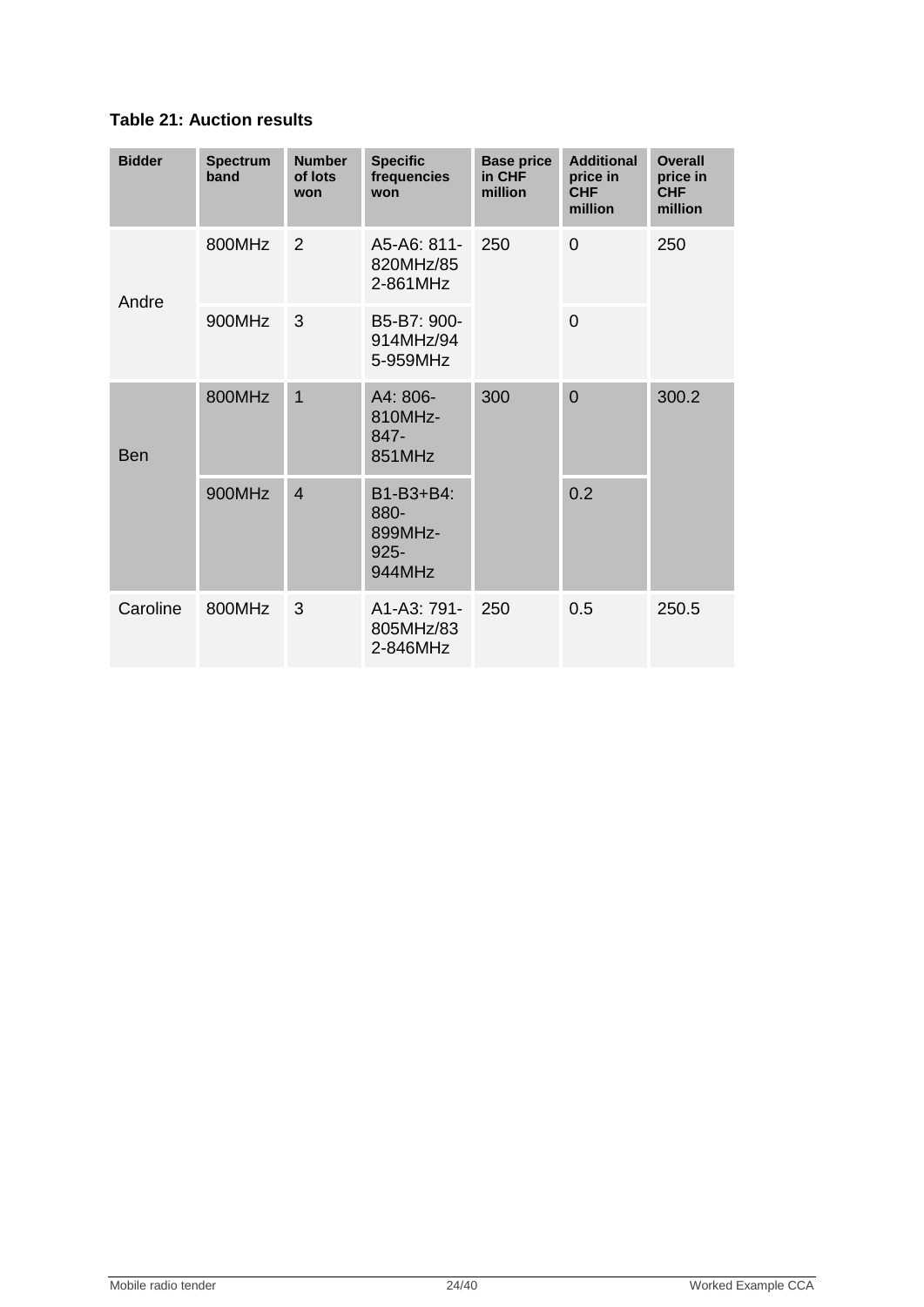**Table 21: Auction results**

| Bidder | Spectrum band | Number of lots won | Specific frequencies won | Base price in CHF million | Additional price in CHF million | Overall price in CHF million |
|---|---|---|---|---|---|---|
| Andre | 800MHz | 2 | A5-A6: 811-820MHz/852-861MHz | 250 | 0 | 250 |
| | 900MHz | 3 | B5-B7: 900-914MHz/945-959MHz | | 0 | |
| Ben | 800MHz | 1 | A4: 806-810MHz-847-851MHz | 300 | 0 | 300.2 |
| | 900MHz | 4 | B1-B3+B4: 880-899MHz-925-944MHz | | 0.2 | |
| Caroline | 800MHz | 3 | A1-A3: 791-805MHz/832-846MHz | 250 | 0.5 | 250.5 |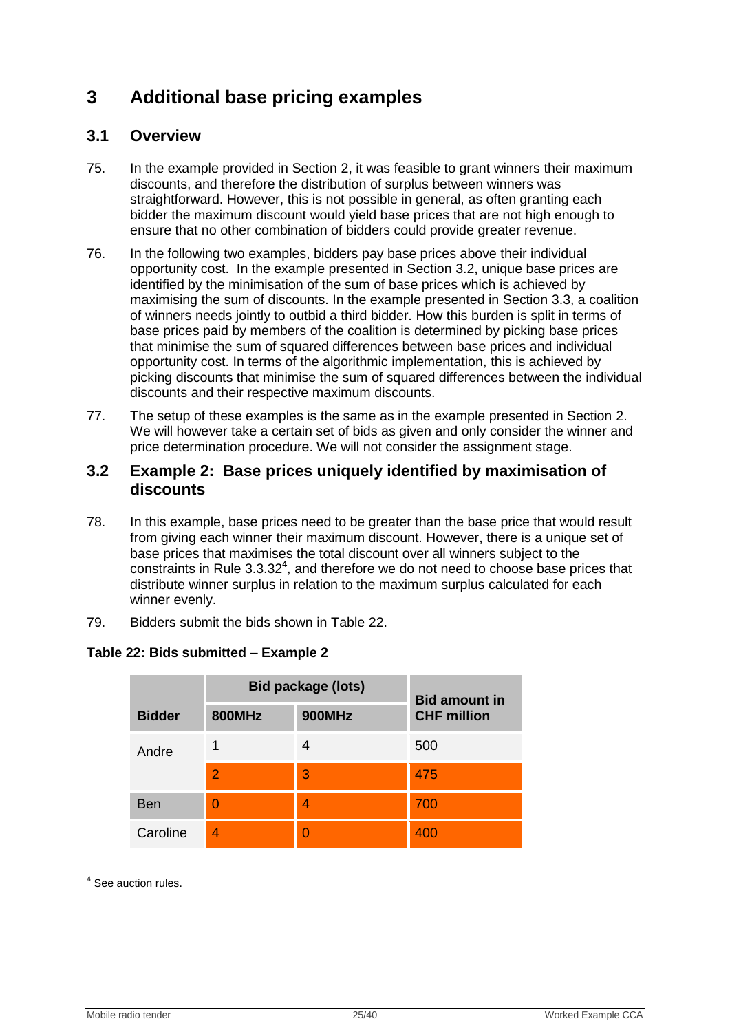# 3 Additional base pricing examples

## 3.1 Overview

75. In the example provided in Section 2, it was feasible to grant winners their maximum discounts, and therefore the distribution of surplus between winners was straightforward. However, this is not possible in general, as often granting each bidder the maximum discount would yield base prices that are not high enough to ensure that no other combination of bidders could provide greater revenue.

76. In the following two examples, bidders pay base prices above their individual opportunity cost. In the example presented in Section 3.2, unique base prices are identified by the minimisation of the sum of base prices which is achieved by maximising the sum of discounts. In the example presented in Section 3.3, a coalition of winners needs jointly to outbid a third bidder. How this burden is split in terms of base prices paid by members of the coalition is determined by picking base prices that minimise the sum of squared differences between base prices and individual opportunity cost. In terms of the algorithmic implementation, this is achieved by picking discounts that minimise the sum of squared differences between the individual discounts and their respective maximum discounts.

77. The setup of these examples is the same as in the example presented in Section 2. We will however take a certain set of bids as given and only consider the winner and price determination procedure. We will not consider the assignment stage.

## 3.2 Example 2: Base prices uniquely identified by maximisation of discounts

78. In this example, base prices need to be greater than the base price that would result from giving each winner their maximum discount. However, there is a unique set of base prices that maximises the total discount over all winners subject to the constraints in Rule 3.3.32[4], and therefore we do not need to choose base prices that distribute winner surplus in relation to the maximum surplus calculated for each winner evenly.

79. Bidders submit the bids shown in Table 22.

**Table 22: Bids submitted – Example 2**

| Bidder | Bid package (lots) | | Bid amount in CHF million |
|---|---|---|---|
| | 800MHz | 900MHz | |
| Andre | 1 | 4 | 500 |
| | 2 | 3 | 475 |
| Ben | 0 | 4 | 700 |
| Caroline | 4 | 0 | 400 |

[4] See auction rules.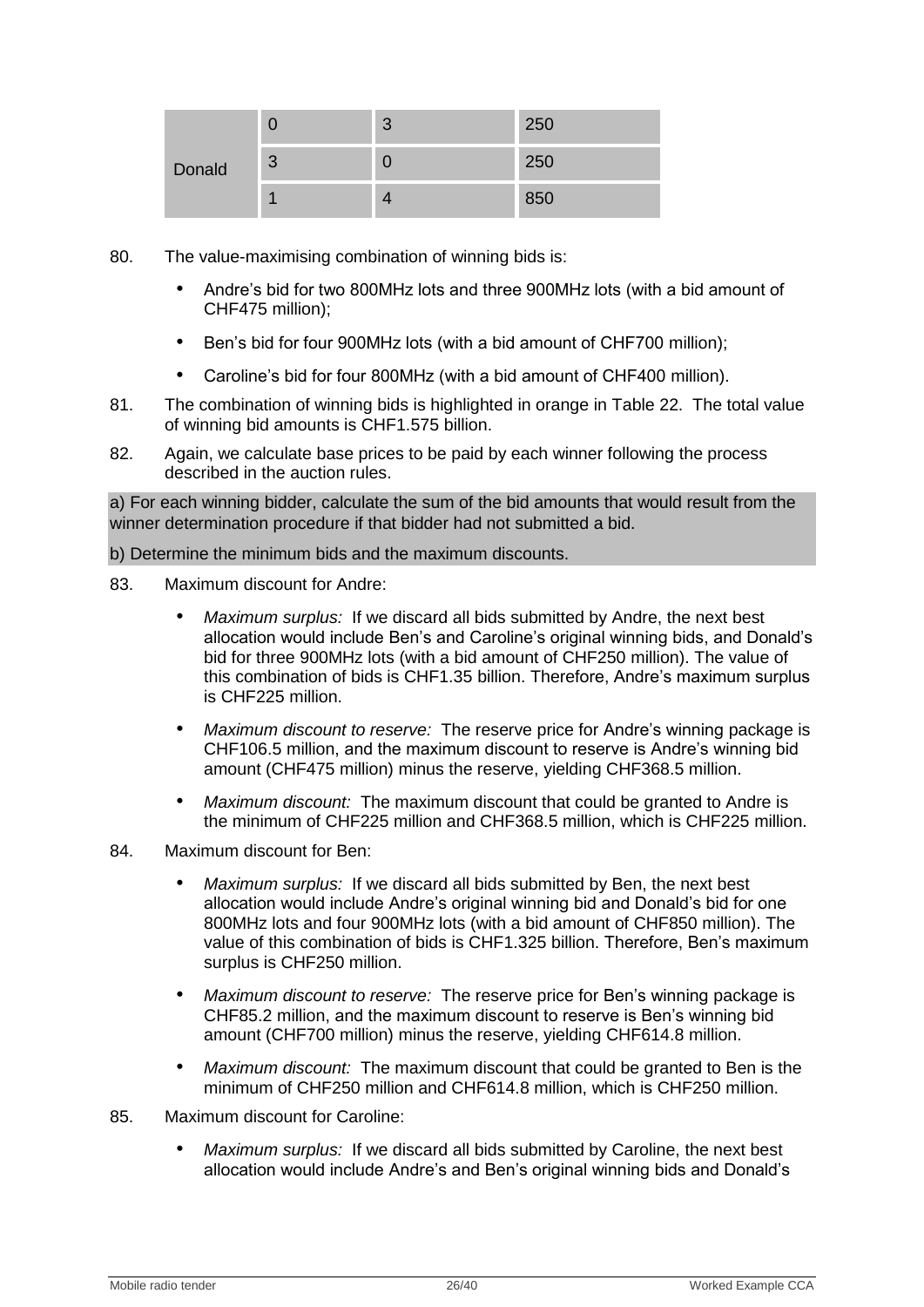| Donald | 0 | 3 | 250 |
| --- | --- | --- | --- |
| | 3 | 0 | 250 |
| | 1 | 4 | 850 |

80. The value-maximising combination of winning bids is:

- Andre's bid for two 800MHz lots and three 900MHz lots (with a bid amount of CHF475 million);
- Ben's bid for four 900MHz lots (with a bid amount of CHF700 million);
- Caroline's bid for four 800MHz (with a bid amount of CHF400 million).

81. The combination of winning bids is highlighted in orange in Table 22. The total value of winning bid amounts is CHF1.575 billion.

82. Again, we calculate base prices to be paid by each winner following the process described in the auction rules.

a) For each winning bidder, calculate the sum of the bid amounts that would result from the winner determination procedure if that bidder had not submitted a bid.

b) Determine the minimum bids and the maximum discounts.

83. Maximum discount for Andre:

- *Maximum surplus:* If we discard all bids submitted by Andre, the next best allocation would include Ben's and Caroline's original winning bids, and Donald's bid for three 900MHz lots (with a bid amount of CHF250 million). The value of this combination of bids is CHF1.35 billion. Therefore, Andre's maximum surplus is CHF225 million.
- *Maximum discount to reserve:* The reserve price for Andre's winning package is CHF106.5 million, and the maximum discount to reserve is Andre's winning bid amount (CHF475 million) minus the reserve, yielding CHF368.5 million.
- *Maximum discount:* The maximum discount that could be granted to Andre is the minimum of CHF225 million and CHF368.5 million, which is CHF225 million.

84. Maximum discount for Ben:

- *Maximum surplus:* If we discard all bids submitted by Ben, the next best allocation would include Andre's original winning bid and Donald's bid for one 800MHz lots and four 900MHz lots (with a bid amount of CHF850 million). The value of this combination of bids is CHF1.325 billion. Therefore, Ben's maximum surplus is CHF250 million.
- *Maximum discount to reserve:* The reserve price for Ben's winning package is CHF85.2 million, and the maximum discount to reserve is Ben's winning bid amount (CHF700 million) minus the reserve, yielding CHF614.8 million.
- *Maximum discount:* The maximum discount that could be granted to Ben is the minimum of CHF250 million and CHF614.8 million, which is CHF250 million.

85. Maximum discount for Caroline:

- *Maximum surplus:* If we discard all bids submitted by Caroline, the next best allocation would include Andre's and Ben's original winning bids and Donald's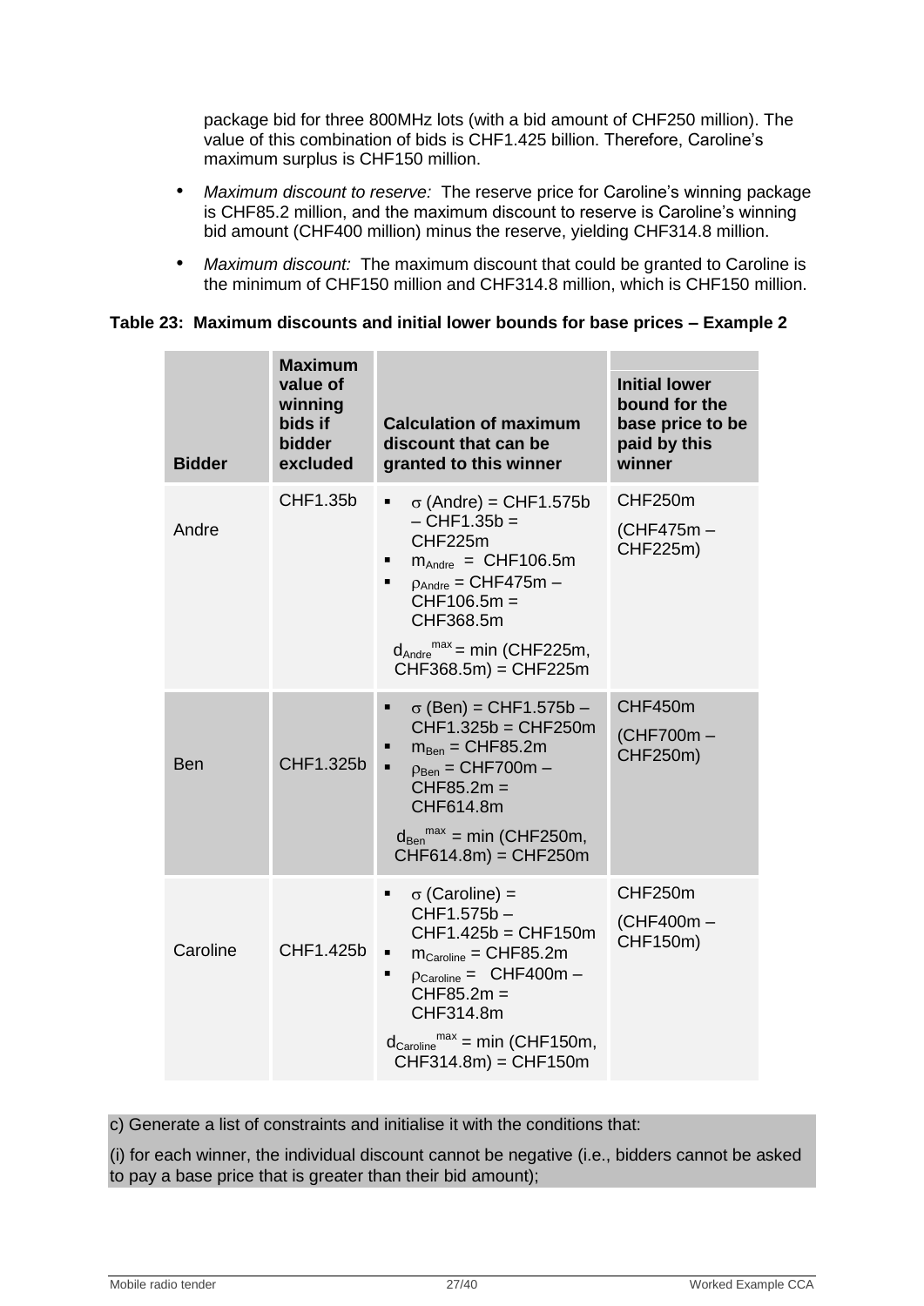package bid for three 800MHz lots (with a bid amount of CHF250 million). The value of this combination of bids is CHF1.425 billion. Therefore, Caroline's maximum surplus is CHF150 million.

- *Maximum discount to reserve:* The reserve price for Caroline's winning package is CHF85.2 million, and the maximum discount to reserve is Caroline's winning bid amount (CHF400 million) minus the reserve, yielding CHF314.8 million.
- *Maximum discount:* The maximum discount that could be granted to Caroline is the minimum of CHF150 million and CHF314.8 million, which is CHF150 million.

**Table 23: Maximum discounts and initial lower bounds for base prices – Example 2**

| Bidder | Maximum value of winning bids if bidder excluded | Calculation of maximum discount that can be granted to this winner | Initial lower bound for the base price to be paid by this winner |
|---|---|---|---|
| Andre | CHF1.35b | ▪ $\sigma$ (Andre) = CHF1.575b – CHF1.35b = CHF225m<br>▪ $m_{Andre}$ = CHF106.5m<br>▪ $\rho_{Andre}$ = CHF475m – CHF106.5m = CHF368.5m<br>$d_{Andre}^{max}$ = min (CHF225m, CHF368.5m) = CHF225m | CHF250m<br>(CHF475m – CHF225m) |
| Ben | CHF1.325b | ▪ $\sigma$ (Ben) = CHF1.575b – CHF1.325b = CHF250m<br>▪ $m_{Ben}$ = CHF85.2m<br>▪ $\rho_{Ben}$ = CHF700m – CHF85.2m = CHF614.8m<br>$d_{Ben}^{max}$ = min (CHF250m, CHF614.8m) = CHF250m | CHF450m<br>(CHF700m – CHF250m) |
| Caroline | CHF1.425b | ▪ $\sigma$ (Caroline) = CHF1.575b – CHF1.425b = CHF150m<br>▪ $m_{Caroline}$ = CHF85.2m<br>▪ $\rho_{Caroline}$ = CHF400m – CHF85.2m = CHF314.8m<br>$d_{Caroline}^{max}$ = min (CHF150m, CHF314.8m) = CHF150m | CHF250m<br>(CHF400m – CHF150m) |

c) Generate a list of constraints and initialise it with the conditions that:

(i) for each winner, the individual discount cannot be negative (i.e., bidders cannot be asked to pay a base price that is greater than their bid amount);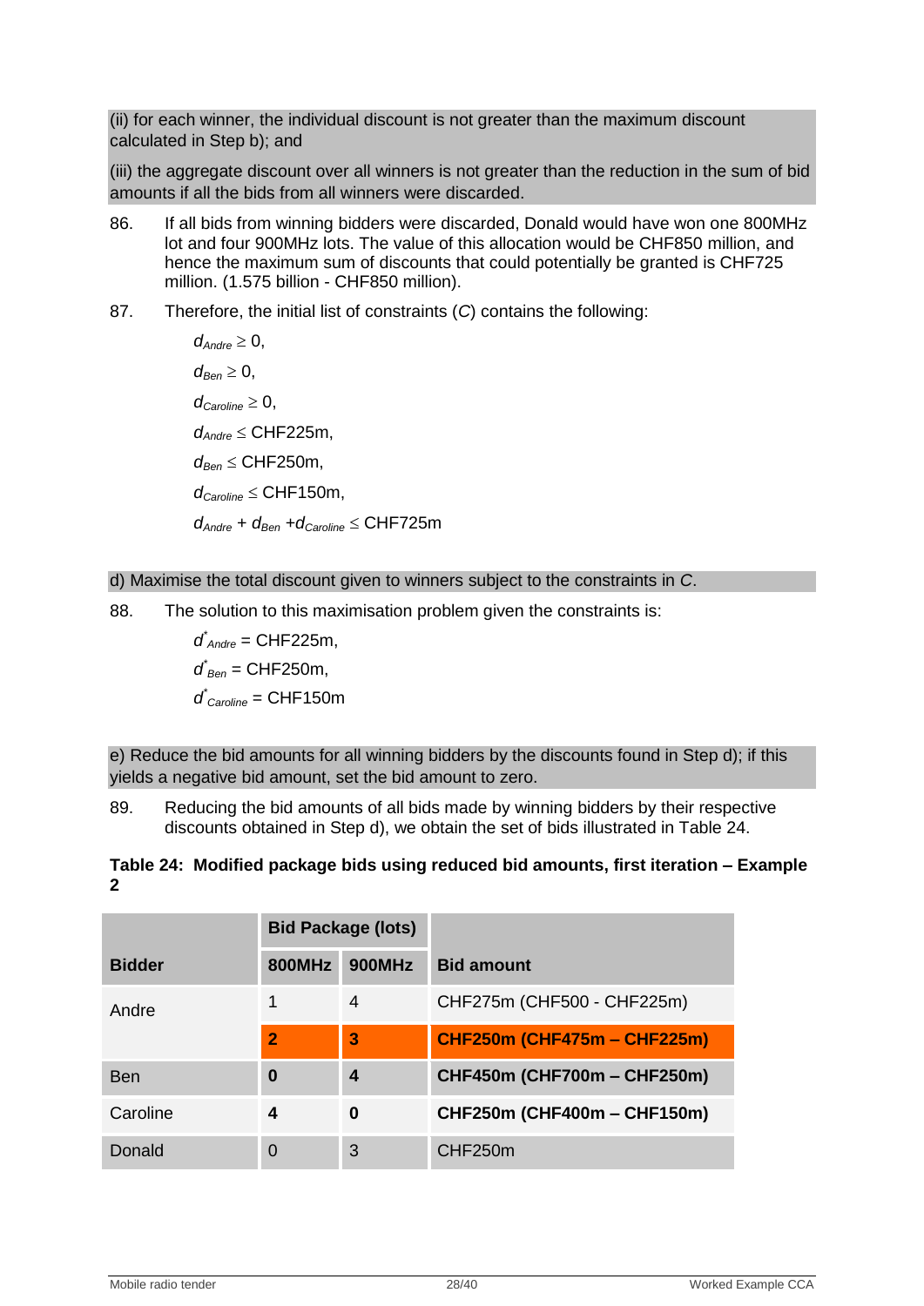(ii) for each winner, the individual discount is not greater than the maximum discount calculated in Step b); and

(iii) the aggregate discount over all winners is not greater than the reduction in the sum of bid amounts if all the bids from all winners were discarded.

86. If all bids from winning bidders were discarded, Donald would have won one 800MHz lot and four 900MHz lots. The value of this allocation would be CHF850 million, and hence the maximum sum of discounts that could potentially be granted is CHF725 million. (1.575 billion - CHF850 million).

87. Therefore, the initial list of constraints (*C*) contains the following:

$d_{Andre} \geq 0$,

$d_{Ben} \geq 0$,

$d_{Caroline} \geq 0$,

$d_{Andre} \leq$ CHF225m,

$d_{Ben} \leq$ CHF250m,

$d_{Caroline} \leq$ CHF150m,

$d_{Andre} + d_{Ben} + d_{Caroline} \leq$ CHF725m

d) Maximise the total discount given to winners subject to the constraints in *C*.

88. The solution to this maximisation problem given the constraints is:

$d^*_{Andre}$ = CHF225m,

$d^*_{Ben}$ = CHF250m,

$d^*_{Caroline}$ = CHF150m

e) Reduce the bid amounts for all winning bidders by the discounts found in Step d); if this yields a negative bid amount, set the bid amount to zero.

89. Reducing the bid amounts of all bids made by winning bidders by their respective discounts obtained in Step d), we obtain the set of bids illustrated in Table 24.

**Table 24: Modified package bids using reduced bid amounts, first iteration – Example 2**

| Bidder | Bid Package (lots) | | Bid amount |
|---|---|---|---|
| | 800MHz | 900MHz | |
| Andre | 1 | 4 | CHF275m (CHF500 - CHF225m) |
| | **2** | **3** | **CHF250m (CHF475m – CHF225m)** |
| Ben | **0** | **4** | **CHF450m (CHF700m – CHF250m)** |
| Caroline | **4** | **0** | **CHF250m (CHF400m – CHF150m)** |
| Donald | 0 | 3 | CHF250m |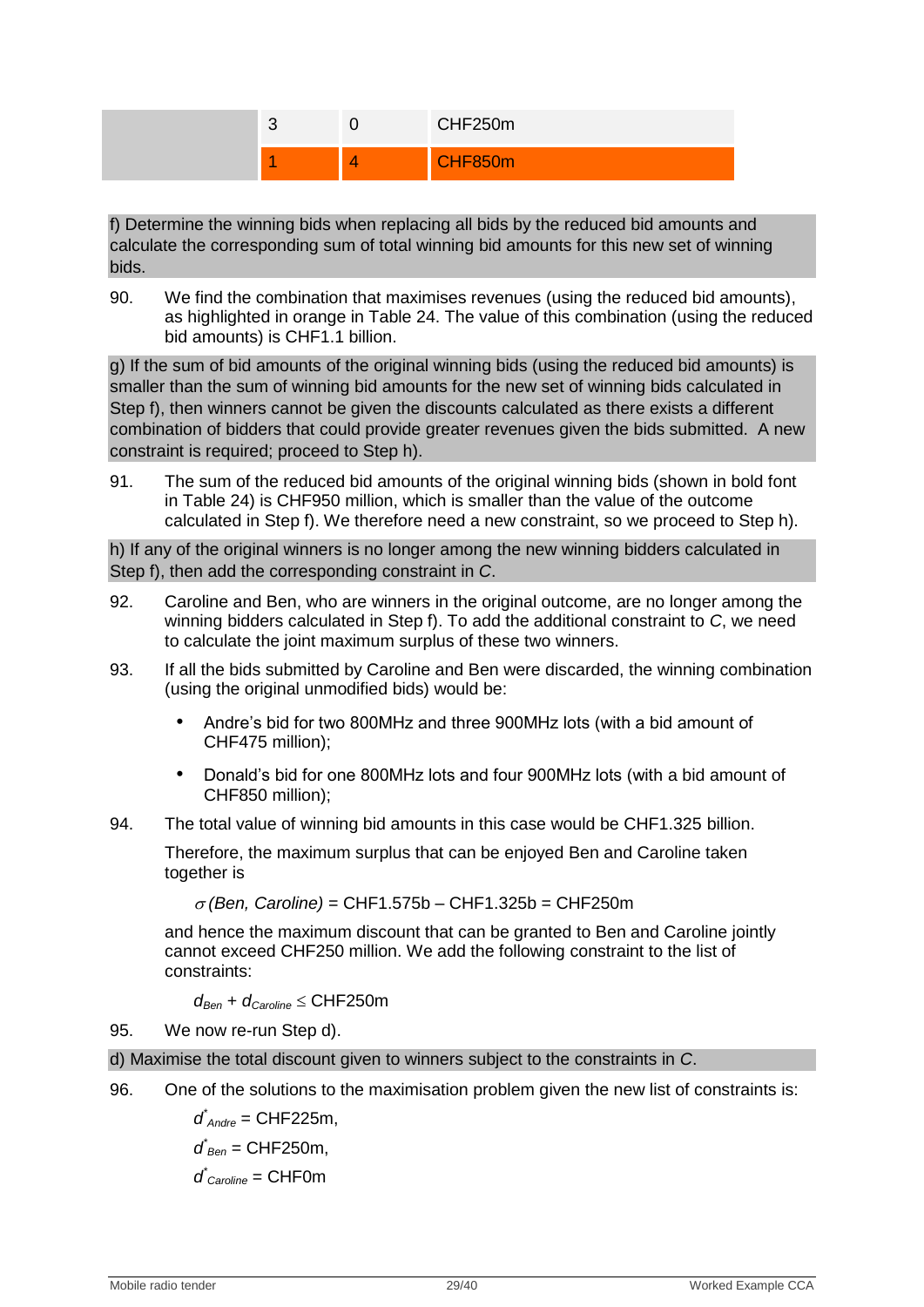| | 3 | 0 | CHF250m |
|---|---|---|---|
| | 1 | 4 | CHF850m |

f) Determine the winning bids when replacing all bids by the reduced bid amounts and calculate the corresponding sum of total winning bid amounts for this new set of winning bids.

90. We find the combination that maximises revenues (using the reduced bid amounts), as highlighted in orange in Table 24. The value of this combination (using the reduced bid amounts) is CHF1.1 billion.

g) If the sum of bid amounts of the original winning bids (using the reduced bid amounts) is smaller than the sum of winning bid amounts for the new set of winning bids calculated in Step f), then winners cannot be given the discounts calculated as there exists a different combination of bidders that could provide greater revenues given the bids submitted. A new constraint is required; proceed to Step h).

91. The sum of the reduced bid amounts of the original winning bids (shown in bold font in Table 24) is CHF950 million, which is smaller than the value of the outcome calculated in Step f). We therefore need a new constraint, so we proceed to Step h).

h) If any of the original winners is no longer among the new winning bidders calculated in Step f), then add the corresponding constraint in *C*.

92. Caroline and Ben, who are winners in the original outcome, are no longer among the winning bidders calculated in Step f). To add the additional constraint to *C*, we need to calculate the joint maximum surplus of these two winners.

93. If all the bids submitted by Caroline and Ben were discarded, the winning combination (using the original unmodified bids) would be:

- Andre's bid for two 800MHz and three 900MHz lots (with a bid amount of CHF475 million);
- Donald's bid for one 800MHz lots and four 900MHz lots (with a bid amount of CHF850 million);

94. The total value of winning bid amounts in this case would be CHF1.325 billion.

Therefore, the maximum surplus that can be enjoyed Ben and Caroline taken together is

$\sigma$ *(Ben, Caroline)* = CHF1.575b – CHF1.325b = CHF250m

and hence the maximum discount that can be granted to Ben and Caroline jointly cannot exceed CHF250 million. We add the following constraint to the list of constraints:

$d_{Ben} + d_{Caroline} \leq$ CHF250m

95. We now re-run Step d).

d) Maximise the total discount given to winners subject to the constraints in *C*.

96. One of the solutions to the maximisation problem given the new list of constraints is:

$d^*_{Andre}$ = CHF225m,

$d^*_{Ben}$ = CHF250m,

$d^*_{Caroline}$ = CHF0m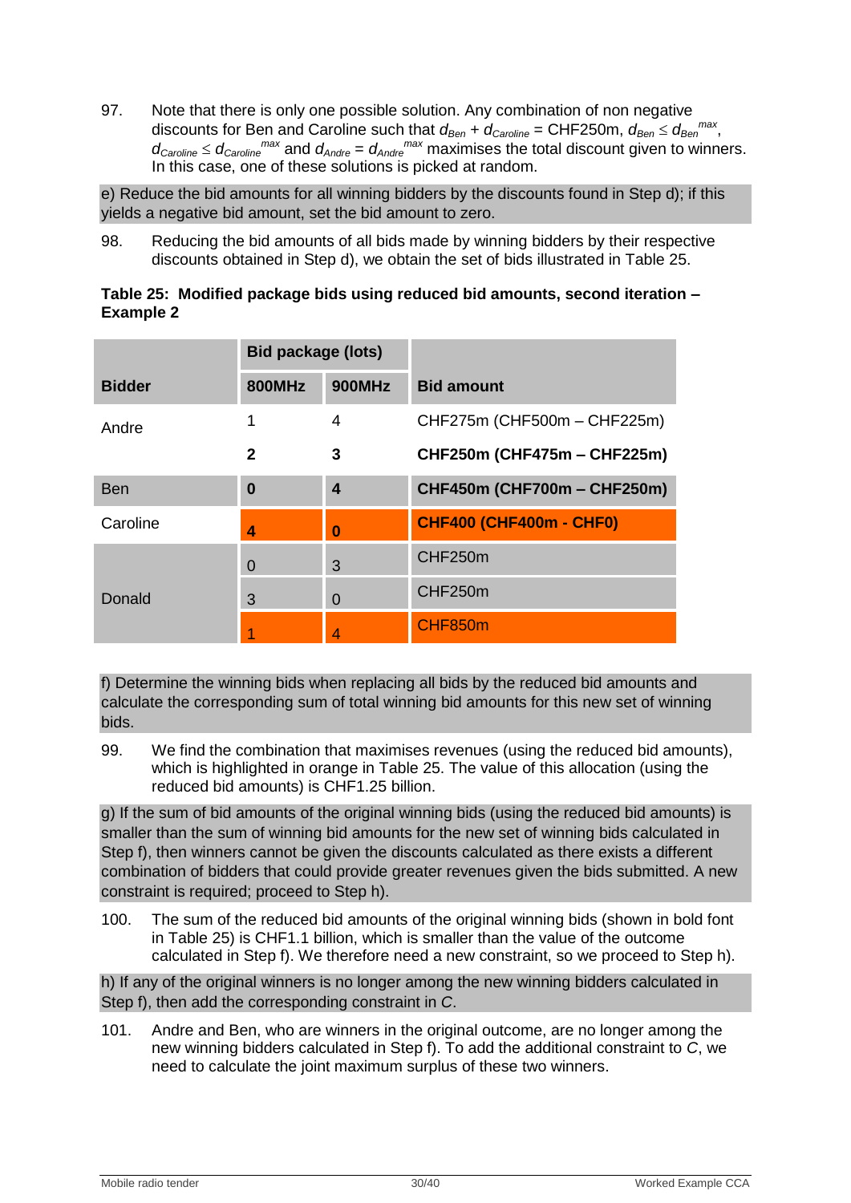97. Note that there is only one possible solution. Any combination of non negative discounts for Ben and Caroline such that $d_{Ben} + d_{Caroline}$ = CHF250m, $d_{Ben} \leq d_{Ben}^{max}$, $d_{Caroline} \leq d_{Caroline}^{max}$ and $d_{Andre} = d_{Andre}^{max}$ maximises the total discount given to winners. In this case, one of these solutions is picked at random.

e) Reduce the bid amounts for all winning bidders by the discounts found in Step d); if this yields a negative bid amount, set the bid amount to zero.

98. Reducing the bid amounts of all bids made by winning bidders by their respective discounts obtained in Step d), we obtain the set of bids illustrated in Table 25.

**Table 25: Modified package bids using reduced bid amounts, second iteration – Example 2**

| Bidder | Bid package (lots) | | Bid amount |
|---|---|---|---|
| | 800MHz | 900MHz | |
| Andre | 1 | 4 | CHF275m (CHF500m – CHF225m) |
| | **2** | **3** | **CHF250m (CHF475m – CHF225m)** |
| Ben | **0** | **4** | **CHF450m (CHF700m – CHF250m)** |
| Caroline | **4** | **0** | **CHF400 (CHF400m - CHF0)** |
| Donald | 0 | 3 | CHF250m |
| | 3 | 0 | CHF250m |
| | 1 | 4 | CHF850m |

f) Determine the winning bids when replacing all bids by the reduced bid amounts and calculate the corresponding sum of total winning bid amounts for this new set of winning bids.

99. We find the combination that maximises revenues (using the reduced bid amounts), which is highlighted in orange in Table 25. The value of this allocation (using the reduced bid amounts) is CHF1.25 billion.

g) If the sum of bid amounts of the original winning bids (using the reduced bid amounts) is smaller than the sum of winning bid amounts for the new set of winning bids calculated in Step f), then winners cannot be given the discounts calculated as there exists a different combination of bidders that could provide greater revenues given the bids submitted. A new constraint is required; proceed to Step h).

100. The sum of the reduced bid amounts of the original winning bids (shown in bold font in Table 25) is CHF1.1 billion, which is smaller than the value of the outcome calculated in Step f). We therefore need a new constraint, so we proceed to Step h).

h) If any of the original winners is no longer among the new winning bidders calculated in Step f), then add the corresponding constraint in *C*.

101. Andre and Ben, who are winners in the original outcome, are no longer among the new winning bidders calculated in Step f). To add the additional constraint to *C*, we need to calculate the joint maximum surplus of these two winners.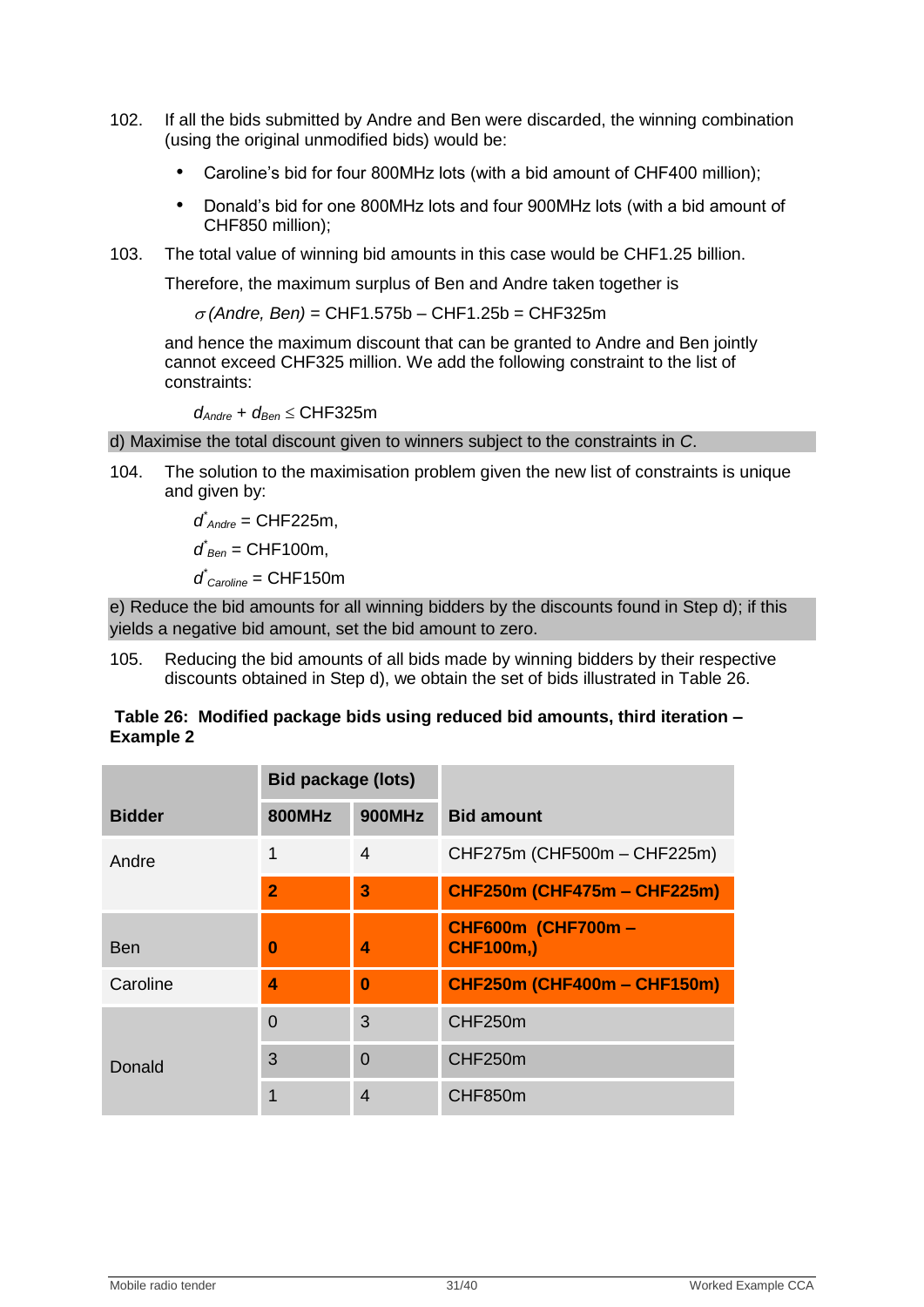102. If all the bids submitted by Andre and Ben were discarded, the winning combination (using the original unmodified bids) would be:

   - Caroline's bid for four 800MHz lots (with a bid amount of CHF400 million);
   - Donald's bid for one 800MHz lots and four 900MHz lots (with a bid amount of CHF850 million);

103. The total value of winning bid amounts in this case would be CHF1.25 billion.

   Therefore, the maximum surplus of Ben and Andre taken together is

   $\sigma$ *(Andre, Ben)* = CHF1.575b – CHF1.25b = CHF325m

   and hence the maximum discount that can be granted to Andre and Ben jointly cannot exceed CHF325 million. We add the following constraint to the list of constraints:

   $d_{Andre} + d_{Ben} \leq$ CHF325m

d) Maximise the total discount given to winners subject to the constraints in *C*.

104. The solution to the maximisation problem given the new list of constraints is unique and given by:

   $d^{*}_{Andre}$ = CHF225m,

   $d^{*}_{Ben}$ = CHF100m,

   $d^{*}_{Caroline}$ = CHF150m

e) Reduce the bid amounts for all winning bidders by the discounts found in Step d); if this yields a negative bid amount, set the bid amount to zero.

105. Reducing the bid amounts of all bids made by winning bidders by their respective discounts obtained in Step d), we obtain the set of bids illustrated in Table 26.

**Table 26: Modified package bids using reduced bid amounts, third iteration – Example 2**

| Bidder | Bid package (lots) | | Bid amount |
|---|---|---|---|
| | 800MHz | 900MHz | |
| Andre | 1 | 4 | CHF275m (CHF500m – CHF225m) |
| | **2** | **3** | **CHF250m (CHF475m – CHF225m)** |
| Ben | **0** | **4** | **CHF600m (CHF700m – CHF100m,)** |
| Caroline | **4** | **0** | **CHF250m (CHF400m – CHF150m)** |
| Donald | 0 | 3 | CHF250m |
| | 3 | 0 | CHF250m |
| | 1 | 4 | CHF850m |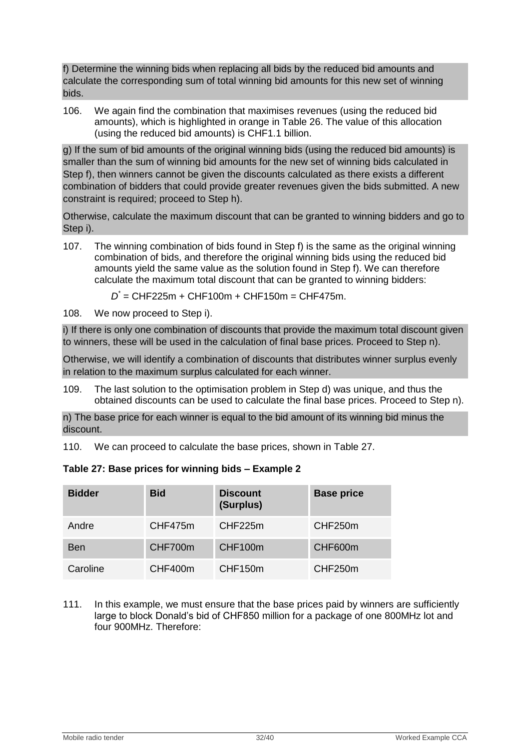f) Determine the winning bids when replacing all bids by the reduced bid amounts and calculate the corresponding sum of total winning bid amounts for this new set of winning bids.

106. We again find the combination that maximises revenues (using the reduced bid amounts), which is highlighted in orange in Table 26. The value of this allocation (using the reduced bid amounts) is CHF1.1 billion.

g) If the sum of bid amounts of the original winning bids (using the reduced bid amounts) is smaller than the sum of winning bid amounts for the new set of winning bids calculated in Step f), then winners cannot be given the discounts calculated as there exists a different combination of bidders that could provide greater revenues given the bids submitted. A new constraint is required; proceed to Step h).

Otherwise, calculate the maximum discount that can be granted to winning bidders and go to Step i).

107. The winning combination of bids found in Step f) is the same as the original winning combination of bids, and therefore the original winning bids using the reduced bid amounts yield the same value as the solution found in Step f). We can therefore calculate the maximum total discount that can be granted to winning bidders:

$D^*$ = CHF225m + CHF100m + CHF150m = CHF475m.

108. We now proceed to Step i).

i) If there is only one combination of discounts that provide the maximum total discount given to winners, these will be used in the calculation of final base prices. Proceed to Step n).

Otherwise, we will identify a combination of discounts that distributes winner surplus evenly in relation to the maximum surplus calculated for each winner.

109. The last solution to the optimisation problem in Step d) was unique, and thus the obtained discounts can be used to calculate the final base prices. Proceed to Step n).

n) The base price for each winner is equal to the bid amount of its winning bid minus the discount.

110. We can proceed to calculate the base prices, shown in Table 27.

**Table 27: Base prices for winning bids – Example 2**

| Bidder | Bid | Discount (Surplus) | Base price |
|---|---|---|---|
| Andre | CHF475m | CHF225m | CHF250m |
| Ben | CHF700m | CHF100m | CHF600m |
| Caroline | CHF400m | CHF150m | CHF250m |

111. In this example, we must ensure that the base prices paid by winners are sufficiently large to block Donald's bid of CHF850 million for a package of one 800MHz lot and four 900MHz. Therefore: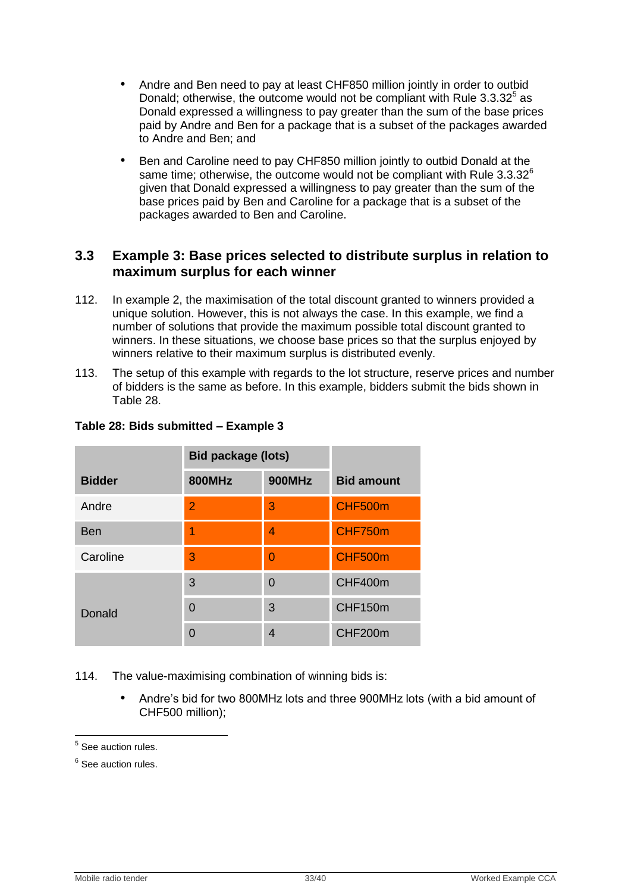- Andre and Ben need to pay at least CHF850 million jointly in order to outbid Donald; otherwise, the outcome would not be compliant with Rule 3.3.32[5] as Donald expressed a willingness to pay greater than the sum of the base prices paid by Andre and Ben for a package that is a subset of the packages awarded to Andre and Ben; and

- Ben and Caroline need to pay CHF850 million jointly to outbid Donald at the same time; otherwise, the outcome would not be compliant with Rule 3.3.32[6] given that Donald expressed a willingness to pay greater than the sum of the base prices paid by Ben and Caroline for a package that is a subset of the packages awarded to Ben and Caroline.

## 3.3 Example 3: Base prices selected to distribute surplus in relation to maximum surplus for each winner

112. In example 2, the maximisation of the total discount granted to winners provided a unique solution. However, this is not always the case. In this example, we find a number of solutions that provide the maximum possible total discount granted to winners. In these situations, we choose base prices so that the surplus enjoyed by winners relative to their maximum surplus is distributed evenly.

113. The setup of this example with regards to the lot structure, reserve prices and number of bidders is the same as before. In this example, bidders submit the bids shown in Table 28.

**Table 28: Bids submitted – Example 3**

| Bidder | Bid package (lots) | | Bid amount |
|---|---|---|---|
| | 800MHz | 900MHz | |
| Andre | 2 | 3 | CHF500m |
| Ben | 1 | 4 | CHF750m |
| Caroline | 3 | 0 | CHF500m |
| Donald | 3 | 0 | CHF400m |
| | 0 | 3 | CHF150m |
| | 0 | 4 | CHF200m |

114. The value-maximising combination of winning bids is:

- Andre's bid for two 800MHz lots and three 900MHz lots (with a bid amount of CHF500 million);

---

[5] See auction rules.

[6] See auction rules.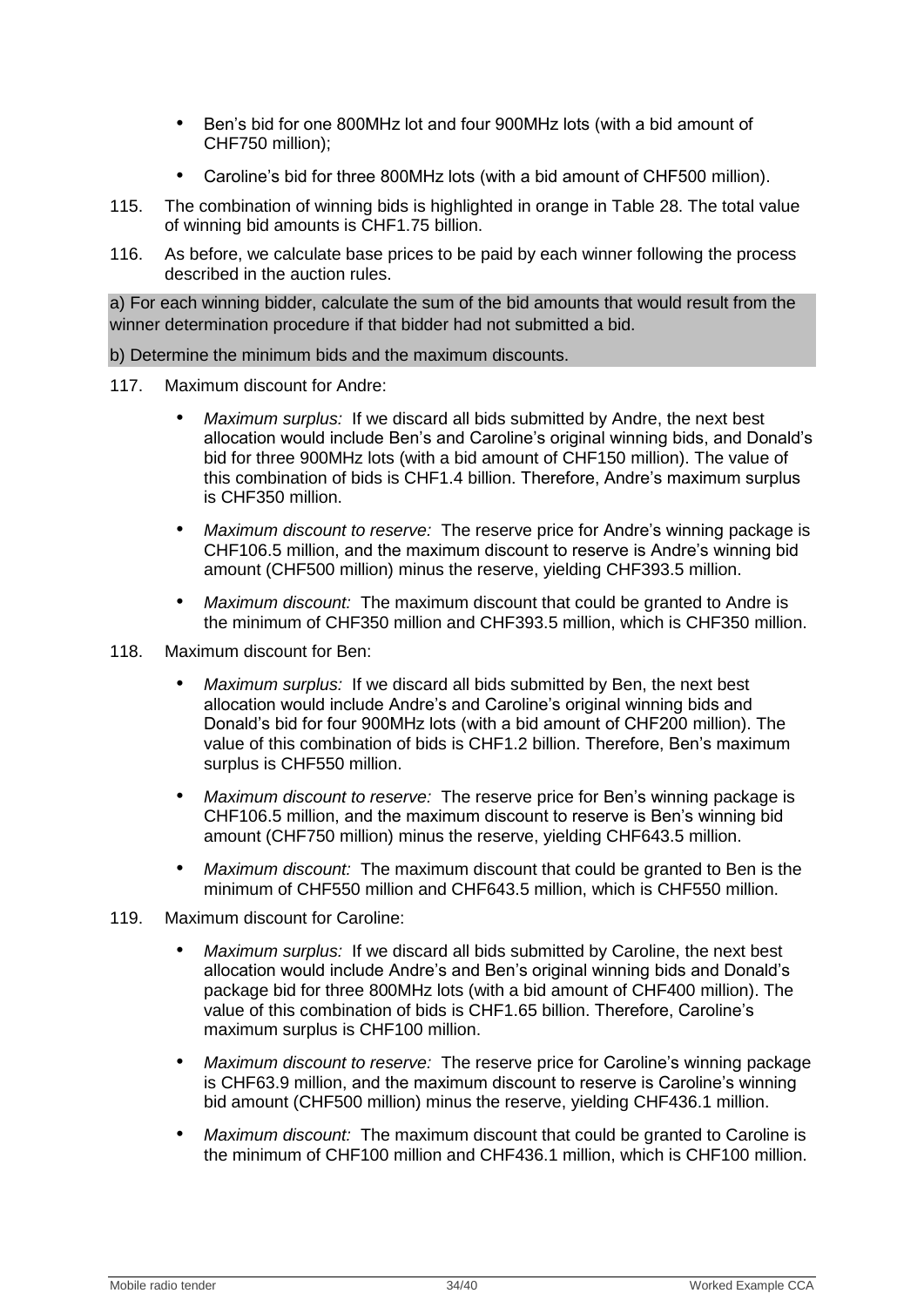- Ben's bid for one 800MHz lot and four 900MHz lots (with a bid amount of CHF750 million);
- Caroline's bid for three 800MHz lots (with a bid amount of CHF500 million).

115. The combination of winning bids is highlighted in orange in Table 28. The total value of winning bid amounts is CHF1.75 billion.

116. As before, we calculate base prices to be paid by each winner following the process described in the auction rules.

a) For each winning bidder, calculate the sum of the bid amounts that would result from the winner determination procedure if that bidder had not submitted a bid.

b) Determine the minimum bids and the maximum discounts.

117. Maximum discount for Andre:

- *Maximum surplus:* If we discard all bids submitted by Andre, the next best allocation would include Ben's and Caroline's original winning bids, and Donald's bid for three 900MHz lots (with a bid amount of CHF150 million). The value of this combination of bids is CHF1.4 billion. Therefore, Andre's maximum surplus is CHF350 million.
- *Maximum discount to reserve:* The reserve price for Andre's winning package is CHF106.5 million, and the maximum discount to reserve is Andre's winning bid amount (CHF500 million) minus the reserve, yielding CHF393.5 million.
- *Maximum discount:* The maximum discount that could be granted to Andre is the minimum of CHF350 million and CHF393.5 million, which is CHF350 million.

118. Maximum discount for Ben:

- *Maximum surplus:* If we discard all bids submitted by Ben, the next best allocation would include Andre's and Caroline's original winning bids and Donald's bid for four 900MHz lots (with a bid amount of CHF200 million). The value of this combination of bids is CHF1.2 billion. Therefore, Ben's maximum surplus is CHF550 million.
- *Maximum discount to reserve:* The reserve price for Ben's winning package is CHF106.5 million, and the maximum discount to reserve is Ben's winning bid amount (CHF750 million) minus the reserve, yielding CHF643.5 million.
- *Maximum discount:* The maximum discount that could be granted to Ben is the minimum of CHF550 million and CHF643.5 million, which is CHF550 million.

119. Maximum discount for Caroline:

- *Maximum surplus:* If we discard all bids submitted by Caroline, the next best allocation would include Andre's and Ben's original winning bids and Donald's package bid for three 800MHz lots (with a bid amount of CHF400 million). The value of this combination of bids is CHF1.65 billion. Therefore, Caroline's maximum surplus is CHF100 million.
- *Maximum discount to reserve:* The reserve price for Caroline's winning package is CHF63.9 million, and the maximum discount to reserve is Caroline's winning bid amount (CHF500 million) minus the reserve, yielding CHF436.1 million.
- *Maximum discount:* The maximum discount that could be granted to Caroline is the minimum of CHF100 million and CHF436.1 million, which is CHF100 million.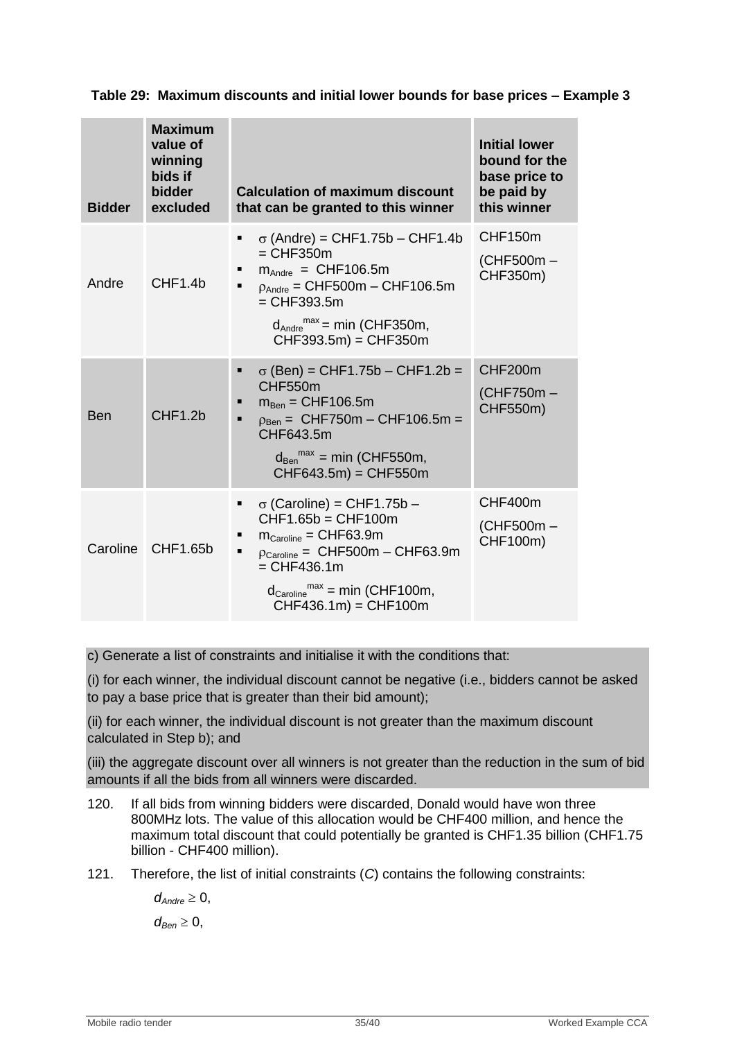**Table 29: Maximum discounts and initial lower bounds for base prices – Example 3**

| Bidder | Maximum value of winning bids if bidder excluded | Calculation of maximum discount that can be granted to this winner | Initial lower bound for the base price to be paid by this winner |
|---|---|---|---|
| Andre | CHF1.4b | ▪ $\sigma$ (Andre) = CHF1.75b – CHF1.4b = CHF350m<br>▪ $m_{Andre}$ = CHF106.5m<br>▪ $\rho_{Andre}$ = CHF500m – CHF106.5m = CHF393.5m<br>$d_{Andre}^{max}$ = min (CHF350m, CHF393.5m) = CHF350m | CHF150m<br>(CHF500m – CHF350m) |
| Ben | CHF1.2b | ▪ $\sigma$ (Ben) = CHF1.75b – CHF1.2b = CHF550m<br>▪ $m_{Ben}$ = CHF106.5m<br>▪ $\rho_{Ben}$ = CHF750m – CHF106.5m = CHF643.5m<br>$d_{Ben}^{max}$ = min (CHF550m, CHF643.5m) = CHF550m | CHF200m<br>(CHF750m – CHF550m) |
| Caroline | CHF1.65b | ▪ $\sigma$ (Caroline) = CHF1.75b – CHF1.65b = CHF100m<br>▪ $m_{Caroline}$ = CHF63.9m<br>▪ $\rho_{Caroline}$ = CHF500m – CHF63.9m = CHF436.1m<br>$d_{Caroline}^{max}$ = min (CHF100m, CHF436.1m) = CHF100m | CHF400m<br>(CHF500m – CHF100m) |

c) Generate a list of constraints and initialise it with the conditions that:

(i) for each winner, the individual discount cannot be negative (i.e., bidders cannot be asked to pay a base price that is greater than their bid amount);

(ii) for each winner, the individual discount is not greater than the maximum discount calculated in Step b); and

(iii) the aggregate discount over all winners is not greater than the reduction in the sum of bid amounts if all the bids from all winners were discarded.

120. If all bids from winning bidders were discarded, Donald would have won three 800MHz lots. The value of this allocation would be CHF400 million, and hence the maximum total discount that could potentially be granted is CHF1.35 billion (CHF1.75 billion - CHF400 million).

121. Therefore, the list of initial constraints (*C*) contains the following constraints:

$d_{Andre} \geq 0$,

$d_{Ben} \geq 0$,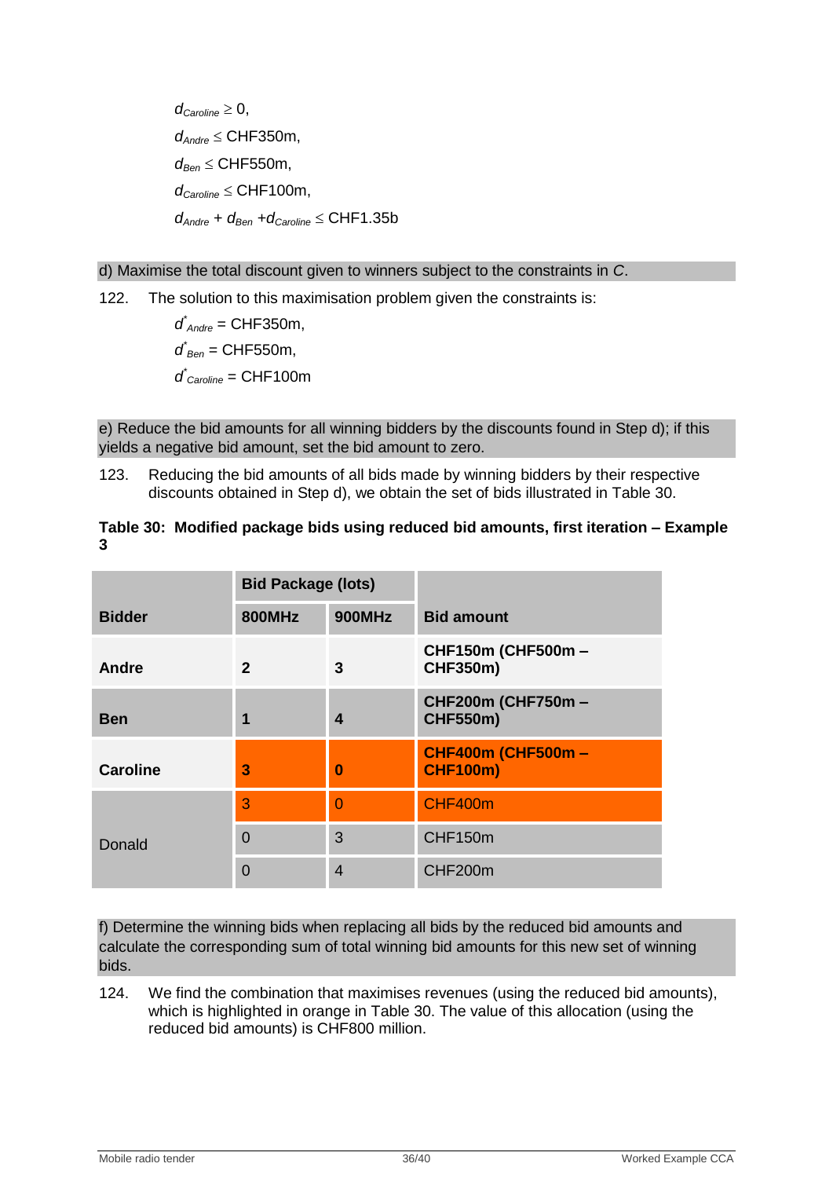$d_{Caroline} \geq 0$,

$d_{Andre} \leq$ CHF350m,

$d_{Ben} \leq$ CHF550m,

$d_{Caroline} \leq$ CHF100m,

$d_{Andre} + d_{Ben} + d_{Caroline} \leq$ CHF1.35b

d) Maximise the total discount given to winners subject to the constraints in *C*.

122. The solution to this maximisation problem given the constraints is:

$d^*_{Andre}$ = CHF350m,

$d^*_{Ben}$ = CHF550m,

$d^*_{Caroline}$ = CHF100m

e) Reduce the bid amounts for all winning bidders by the discounts found in Step d); if this yields a negative bid amount, set the bid amount to zero.

123. Reducing the bid amounts of all bids made by winning bidders by their respective discounts obtained in Step d), we obtain the set of bids illustrated in Table 30.

**Table 30: Modified package bids using reduced bid amounts, first iteration – Example 3**

| **Bidder** | **Bid Package (lots)** | | **Bid amount** |
|---|---|---|---|
| | **800MHz** | **900MHz** | |
| **Andre** | **2** | **3** | **CHF150m (CHF500m – CHF350m)** |
| **Ben** | **1** | **4** | **CHF200m (CHF750m – CHF550m)** |
| **Caroline** | **3** | **0** | **CHF400m (CHF500m – CHF100m)** |
| Donald | 3 | 0 | CHF400m |
| | 0 | 3 | CHF150m |
| | 0 | 4 | CHF200m |

f) Determine the winning bids when replacing all bids by the reduced bid amounts and calculate the corresponding sum of total winning bid amounts for this new set of winning bids.

124. We find the combination that maximises revenues (using the reduced bid amounts), which is highlighted in orange in Table 30. The value of this allocation (using the reduced bid amounts) is CHF800 million.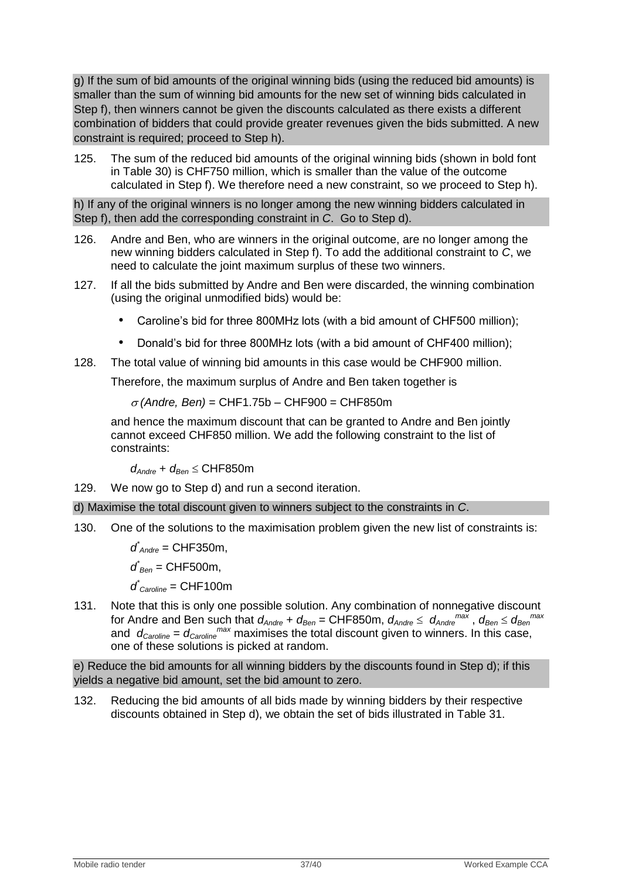g) If the sum of bid amounts of the original winning bids (using the reduced bid amounts) is smaller than the sum of winning bid amounts for the new set of winning bids calculated in Step f), then winners cannot be given the discounts calculated as there exists a different combination of bidders that could provide greater revenues given the bids submitted. A new constraint is required; proceed to Step h).

125. The sum of the reduced bid amounts of the original winning bids (shown in bold font in Table 30) is CHF750 million, which is smaller than the value of the outcome calculated in Step f). We therefore need a new constraint, so we proceed to Step h).

h) If any of the original winners is no longer among the new winning bidders calculated in Step f), then add the corresponding constraint in *C*. Go to Step d).

126. Andre and Ben, who are winners in the original outcome, are no longer among the new winning bidders calculated in Step f). To add the additional constraint to *C*, we need to calculate the joint maximum surplus of these two winners.

127. If all the bids submitted by Andre and Ben were discarded, the winning combination (using the original unmodified bids) would be:

- Caroline's bid for three 800MHz lots (with a bid amount of CHF500 million);
- Donald's bid for three 800MHz lots (with a bid amount of CHF400 million);

128. The total value of winning bid amounts in this case would be CHF900 million.

Therefore, the maximum surplus of Andre and Ben taken together is

$\sigma$ *(Andre, Ben)* = CHF1.75b – CHF900 = CHF850m

and hence the maximum discount that can be granted to Andre and Ben jointly cannot exceed CHF850 million. We add the following constraint to the list of constraints:

$d_{Andre} + d_{Ben} \leq$ CHF850m

129. We now go to Step d) and run a second iteration.

d) Maximise the total discount given to winners subject to the constraints in *C*.

130. One of the solutions to the maximisation problem given the new list of constraints is:

$d^*_{Andre}$ = CHF350m,

$d^*_{Ben}$ = CHF500m,

$d^*_{Caroline}$ = CHF100m

131. Note that this is only one possible solution. Any combination of nonnegative discount for Andre and Ben such that $d_{Andre} + d_{Ben}$ = CHF850m, $d_{Andre} \leq d_{Andre}^{max}$, $d_{Ben} \leq d_{Ben}^{max}$ and $d_{Caroline} = d_{Caroline}^{max}$ maximises the total discount given to winners. In this case, one of these solutions is picked at random.

e) Reduce the bid amounts for all winning bidders by the discounts found in Step d); if this yields a negative bid amount, set the bid amount to zero.

132. Reducing the bid amounts of all bids made by winning bidders by their respective discounts obtained in Step d), we obtain the set of bids illustrated in Table 31.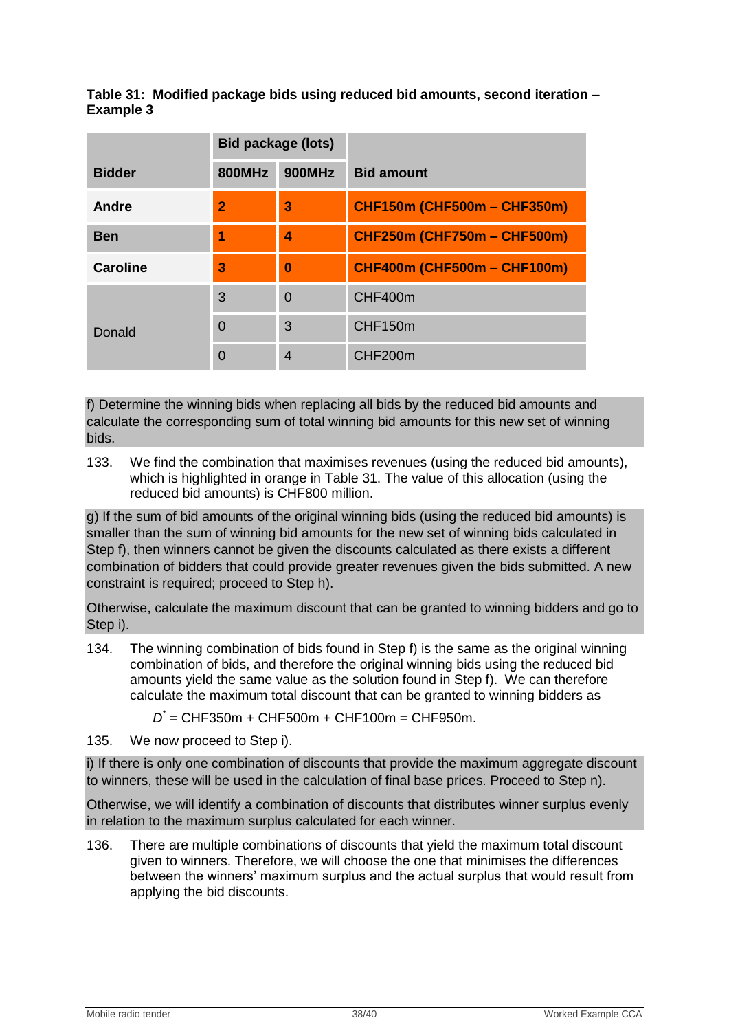**Table 31: Modified package bids using reduced bid amounts, second iteration – Example 3**

| Bidder | Bid package (lots) | | Bid amount |
|---|---|---|---|
| | 800MHz | 900MHz | |
| **Andre** | **2** | **3** | **CHF150m (CHF500m – CHF350m)** |
| **Ben** | **1** | **4** | **CHF250m (CHF750m – CHF500m)** |
| **Caroline** | **3** | **0** | **CHF400m (CHF500m – CHF100m)** |
| Donald | 3 | 0 | CHF400m |
| | 0 | 3 | CHF150m |
| | 0 | 4 | CHF200m |

f) Determine the winning bids when replacing all bids by the reduced bid amounts and calculate the corresponding sum of total winning bid amounts for this new set of winning bids.

133. We find the combination that maximises revenues (using the reduced bid amounts), which is highlighted in orange in Table 31. The value of this allocation (using the reduced bid amounts) is CHF800 million.

g) If the sum of bid amounts of the original winning bids (using the reduced bid amounts) is smaller than the sum of winning bid amounts for the new set of winning bids calculated in Step f), then winners cannot be given the discounts calculated as there exists a different combination of bidders that could provide greater revenues given the bids submitted. A new constraint is required; proceed to Step h).

Otherwise, calculate the maximum discount that can be granted to winning bidders and go to Step i).

134. The winning combination of bids found in Step f) is the same as the original winning combination of bids, and therefore the original winning bids using the reduced bid amounts yield the same value as the solution found in Step f). We can therefore calculate the maximum total discount that can be granted to winning bidders as

$$D^* = \text{CHF350m} + \text{CHF500m} + \text{CHF100m} = \text{CHF950m}.$$

135. We now proceed to Step i).

i) If there is only one combination of discounts that provide the maximum aggregate discount to winners, these will be used in the calculation of final base prices. Proceed to Step n).

Otherwise, we will identify a combination of discounts that distributes winner surplus evenly in relation to the maximum surplus calculated for each winner.

136. There are multiple combinations of discounts that yield the maximum total discount given to winners. Therefore, we will choose the one that minimises the differences between the winners' maximum surplus and the actual surplus that would result from applying the bid discounts.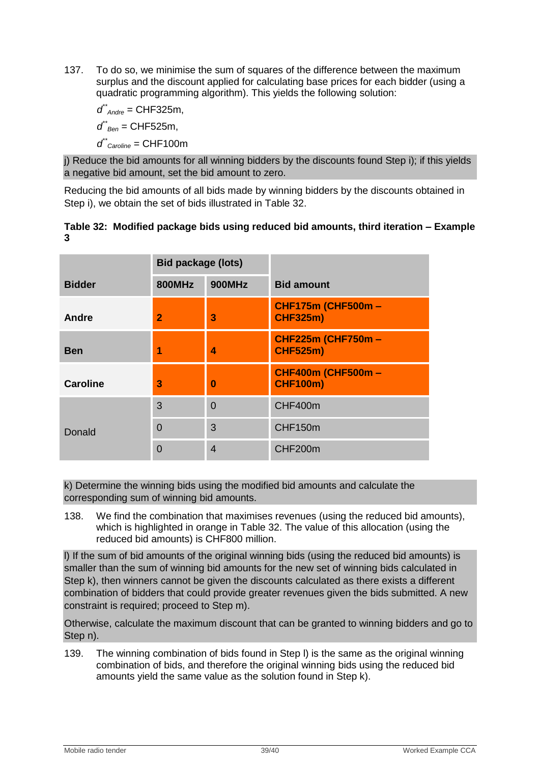137. To do so, we minimise the sum of squares of the difference between the maximum surplus and the discount applied for calculating base prices for each bidder (using a quadratic programming algorithm). This yields the following solution:

$d^{**}_{Andre}$ = CHF325m,

$d^{**}_{Ben}$ = CHF525m,

$d^{**}_{Caroline}$ = CHF100m

j) Reduce the bid amounts for all winning bidders by the discounts found Step i); if this yields a negative bid amount, set the bid amount to zero.

Reducing the bid amounts of all bids made by winning bidders by the discounts obtained in Step i), we obtain the set of bids illustrated in Table 32.

**Table 32: Modified package bids using reduced bid amounts, third iteration – Example 3**

| Bidder | Bid package (lots) | | Bid amount |
|---|---|---|---|
| | 800MHz | 900MHz | |
| **Andre** | **2** | **3** | **CHF175m (CHF500m – CHF325m)** |
| **Ben** | **1** | **4** | **CHF225m (CHF750m – CHF525m)** |
| **Caroline** | **3** | **0** | **CHF400m (CHF500m – CHF100m)** |
| Donald | 3 | 0 | CHF400m |
| | 0 | 3 | CHF150m |
| | 0 | 4 | CHF200m |

k) Determine the winning bids using the modified bid amounts and calculate the corresponding sum of winning bid amounts.

138. We find the combination that maximises revenues (using the reduced bid amounts), which is highlighted in orange in Table 32. The value of this allocation (using the reduced bid amounts) is CHF800 million.

l) If the sum of bid amounts of the original winning bids (using the reduced bid amounts) is smaller than the sum of winning bid amounts for the new set of winning bids calculated in Step k), then winners cannot be given the discounts calculated as there exists a different combination of bidders that could provide greater revenues given the bids submitted. A new constraint is required; proceed to Step m).

Otherwise, calculate the maximum discount that can be granted to winning bidders and go to Step n).

139. The winning combination of bids found in Step l) is the same as the original winning combination of bids, and therefore the original winning bids using the reduced bid amounts yield the same value as the solution found in Step k).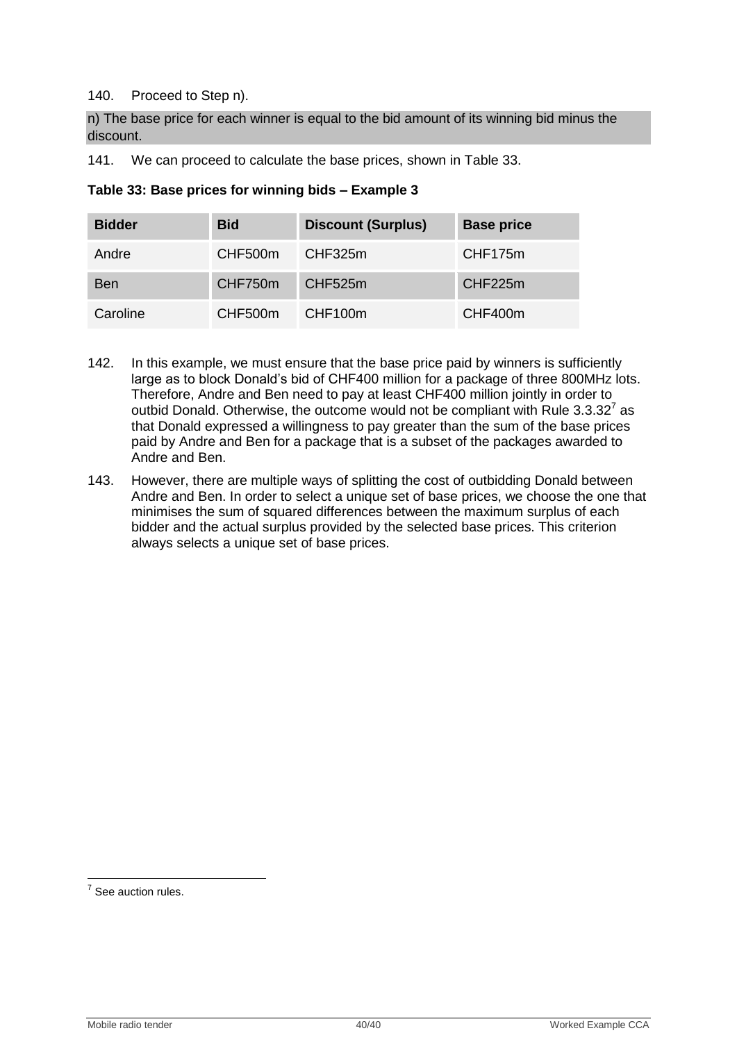140. Proceed to Step n).

n) The base price for each winner is equal to the bid amount of its winning bid minus the discount.

141. We can proceed to calculate the base prices, shown in Table 33.

**Table 33: Base prices for winning bids – Example 3**

| Bidder | Bid | Discount (Surplus) | Base price |
|---|---|---|---|
| Andre | CHF500m | CHF325m | CHF175m |
| Ben | CHF750m | CHF525m | CHF225m |
| Caroline | CHF500m | CHF100m | CHF400m |

142. In this example, we must ensure that the base price paid by winners is sufficiently large as to block Donald's bid of CHF400 million for a package of three 800MHz lots. Therefore, Andre and Ben need to pay at least CHF400 million jointly in order to outbid Donald. Otherwise, the outcome would not be compliant with Rule 3.3.32[7] as that Donald expressed a willingness to pay greater than the sum of the base prices paid by Andre and Ben for a package that is a subset of the packages awarded to Andre and Ben.

143. However, there are multiple ways of splitting the cost of outbidding Donald between Andre and Ben. In order to select a unique set of base prices, we choose the one that minimises the sum of squared differences between the maximum surplus of each bidder and the actual surplus provided by the selected base prices. This criterion always selects a unique set of base prices.

[7] See auction rules.